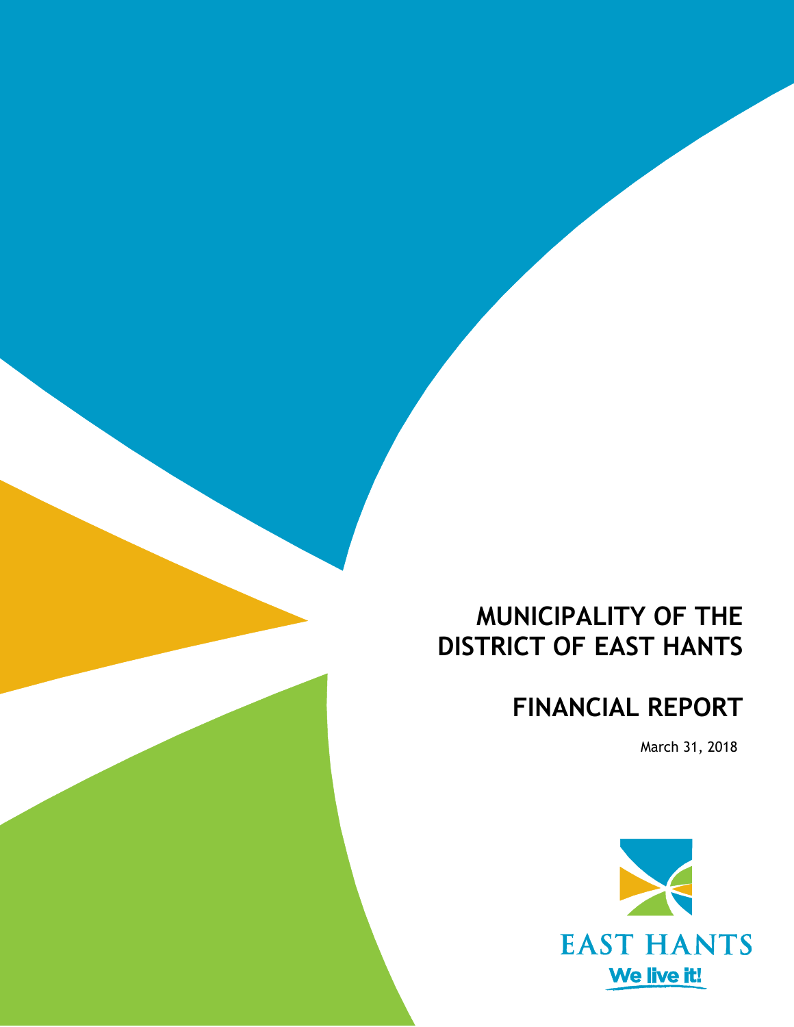# MUNICIPALITY OF THE DISTRICT OF EAST HANTS

# FINANCIAL REPORT

March 31, 2018

EAST HANTS

We live it!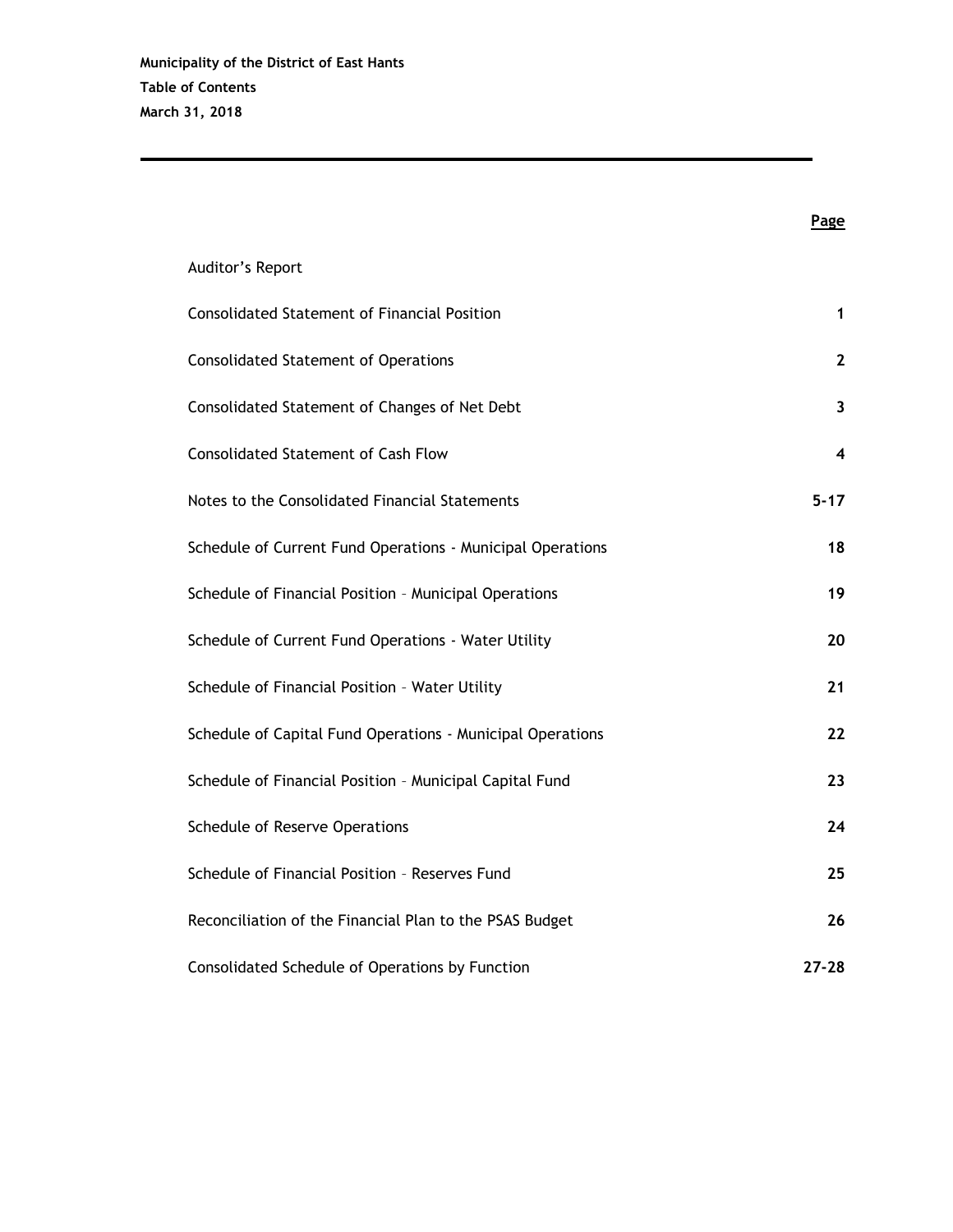**Municipality of the District of East Hants**

**Table of Contents**

**March 31, 2018**

| | Page |
|---|---|
| Auditor's Report | |
| Consolidated Statement of Financial Position | 1 |
| Consolidated Statement of Operations | 2 |
| Consolidated Statement of Changes of Net Debt | 3 |
| Consolidated Statement of Cash Flow | 4 |
| Notes to the Consolidated Financial Statements | 5-17 |
| Schedule of Current Fund Operations - Municipal Operations | 18 |
| Schedule of Financial Position – Municipal Operations | 19 |
| Schedule of Current Fund Operations - Water Utility | 20 |
| Schedule of Financial Position – Water Utility | 21 |
| Schedule of Capital Fund Operations - Municipal Operations | 22 |
| Schedule of Financial Position – Municipal Capital Fund | 23 |
| Schedule of Reserve Operations | 24 |
| Schedule of Financial Position – Reserves Fund | 25 |
| Reconciliation of the Financial Plan to the PSAS Budget | 26 |
| Consolidated Schedule of Operations by Function | 27-28 |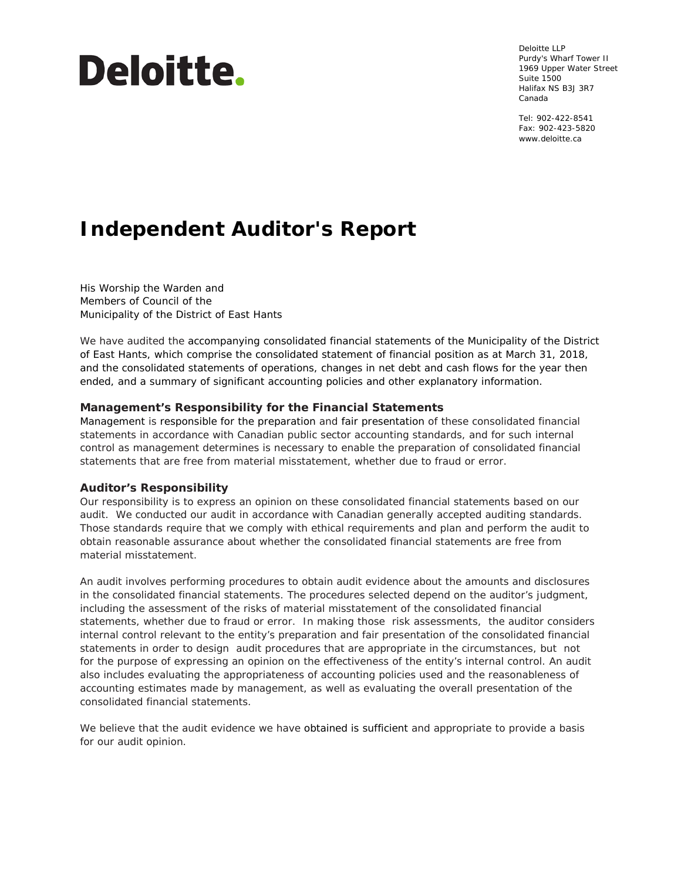**Deloitte.**

Deloitte LLP
Purdy's Wharf Tower II
1969 Upper Water Street
Suite 1500
Halifax NS B3J 3R7
Canada

Tel: 902-422-8541
Fax: 902-423-5820
www.deloitte.ca

# Independent Auditor's Report

His Worship the Warden and
Members of Council of the
Municipality of the District of East Hants

We have audited the accompanying consolidated financial statements of the Municipality of the District of East Hants, which comprise the consolidated statement of financial position as at March 31, 2018, and the consolidated statements of operations, changes in net debt and cash flows for the year then ended, and a summary of significant accounting policies and other explanatory information.

### Management's Responsibility for the Financial Statements

Management is responsible for the preparation and fair presentation of these consolidated financial statements in accordance with Canadian public sector accounting standards, and for such internal control as management determines is necessary to enable the preparation of consolidated financial statements that are free from material misstatement, whether due to fraud or error.

### Auditor's Responsibility

Our responsibility is to express an opinion on these consolidated financial statements based on our audit. We conducted our audit in accordance with Canadian generally accepted auditing standards. Those standards require that we comply with ethical requirements and plan and perform the audit to obtain reasonable assurance about whether the consolidated financial statements are free from material misstatement.

An audit involves performing procedures to obtain audit evidence about the amounts and disclosures in the consolidated financial statements. The procedures selected depend on the auditor's judgment, including the assessment of the risks of material misstatement of the consolidated financial statements, whether due to fraud or error. In making those risk assessments, the auditor considers internal control relevant to the entity's preparation and fair presentation of the consolidated financial statements in order to design audit procedures that are appropriate in the circumstances, but not for the purpose of expressing an opinion on the effectiveness of the entity's internal control. An audit also includes evaluating the appropriateness of accounting policies used and the reasonableness of accounting estimates made by management, as well as evaluating the overall presentation of the consolidated financial statements.

We believe that the audit evidence we have obtained is sufficient and appropriate to provide a basis for our audit opinion.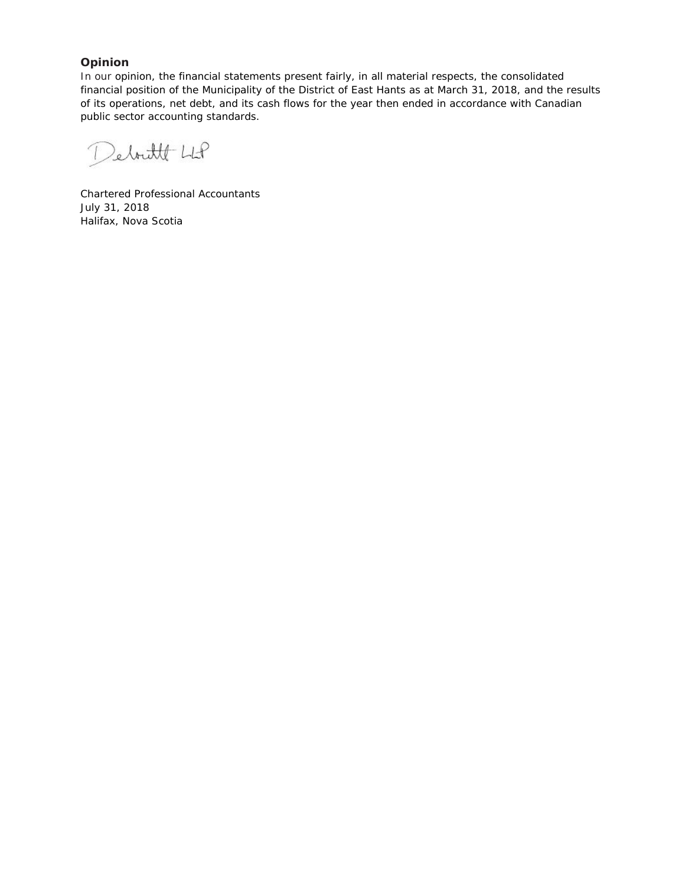**Opinion**

In our opinion, the financial statements present fairly, in all material respects, the consolidated financial position of the Municipality of the District of East Hants as at March 31, 2018, and the results of its operations, net debt, and its cash flows for the year then ended in accordance with Canadian public sector accounting standards.

Deloitte LLP

Chartered Professional Accountants
July 31, 2018
Halifax, Nova Scotia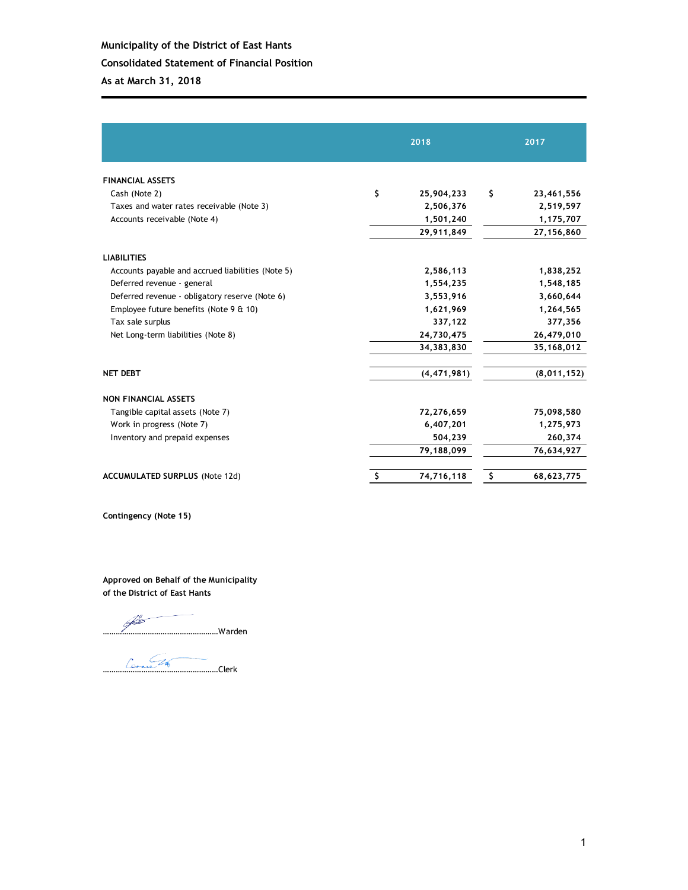# Municipality of the District of East Hants

## Consolidated Statement of Financial Position

### As at March 31, 2018

| | 2018 | 2017 |
|---|---|---|
| **FINANCIAL ASSETS** | | |
| Cash (Note 2) | $ 25,904,233 | $ 23,461,556 |
| Taxes and water rates receivable (Note 3) | 2,506,376 | 2,519,597 |
| Accounts receivable (Note 4) | 1,501,240 | 1,175,707 |
| | 29,911,849 | 27,156,860 |
| **LIABILITIES** | | |
| Accounts payable and accrued liabilities (Note 5) | 2,586,113 | 1,838,252 |
| Deferred revenue - general | 1,554,235 | 1,548,185 |
| Deferred revenue - obligatory reserve (Note 6) | 3,553,916 | 3,660,644 |
| Employee future benefits (Note 9 & 10) | 1,621,969 | 1,264,565 |
| Tax sale surplus | 337,122 | 377,356 |
| Net Long-term liabilities (Note 8) | 24,730,475 | 26,479,010 |
| | 34,383,830 | 35,168,012 |
| **NET DEBT** | (4,471,981) | (8,011,152) |
| **NON FINANCIAL ASSETS** | | |
| Tangible capital assets (Note 7) | 72,276,659 | 75,098,580 |
| Work in progress (Note 7) | 6,407,201 | 1,275,973 |
| Inventory and prepaid expenses | 504,239 | 260,374 |
| | 79,188,099 | 76,634,927 |
| **ACCUMULATED SURPLUS** (Note 12d) | $ 74,716,118 | $ 68,623,775 |

**Contingency (Note 15)**

**Approved on Behalf of the Municipality of the District of East Hants**

.......................................................Warden

.......................................................Clerk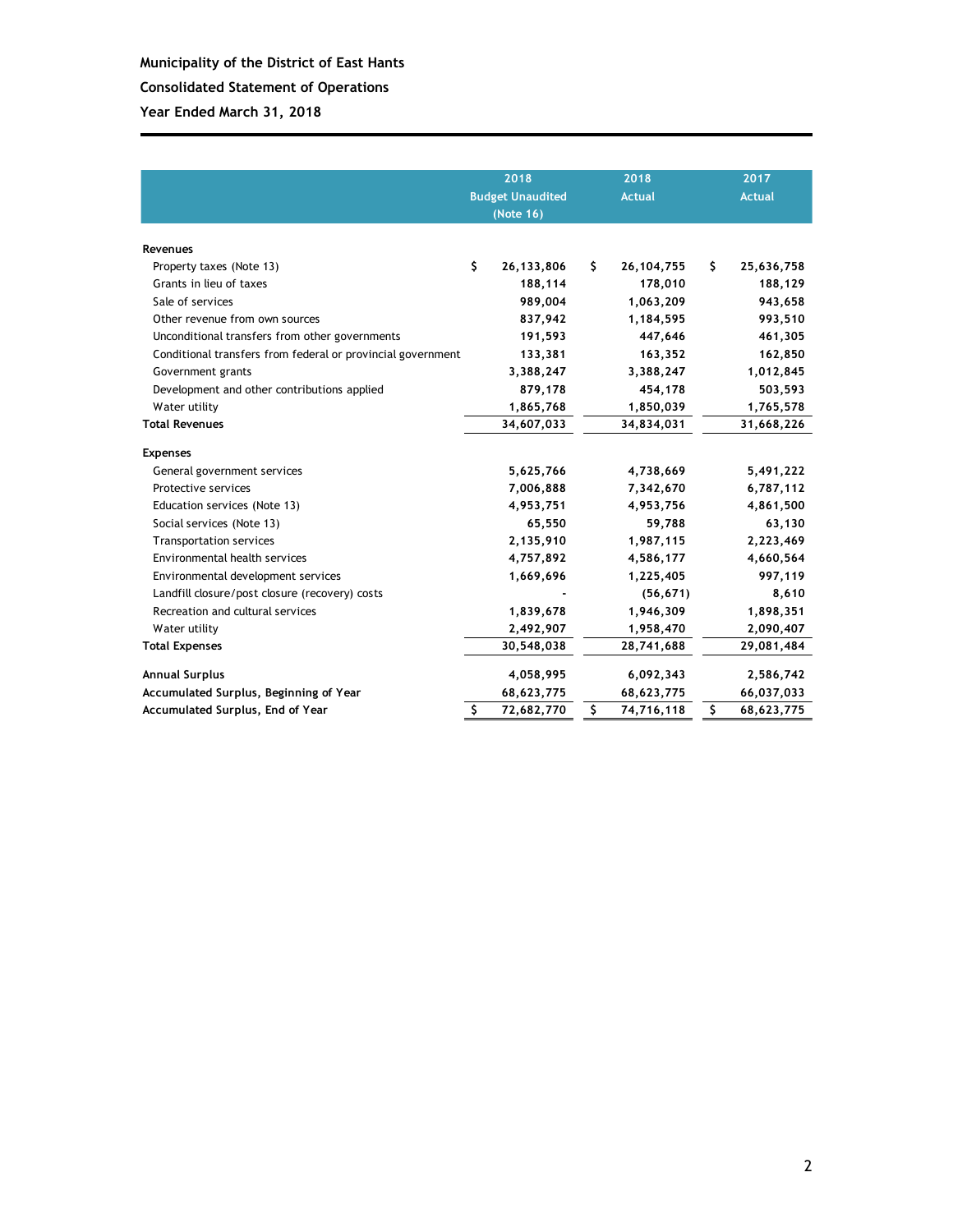**Municipality of the District of East Hants**

**Consolidated Statement of Operations**

**Year Ended March 31, 2018**

| | 2018 Budget Unaudited (Note 16) | 2018 Actual | 2017 Actual |
|---|---|---|---|
| **Revenues** | | | |
| Property taxes (Note 13) | $ 26,133,806 | $ 26,104,755 | $ 25,636,758 |
| Grants in lieu of taxes | 188,114 | 178,010 | 188,129 |
| Sale of services | 989,004 | 1,063,209 | 943,658 |
| Other revenue from own sources | 837,942 | 1,184,595 | 993,510 |
| Unconditional transfers from other governments | 191,593 | 447,646 | 461,305 |
| Conditional transfers from federal or provincial government | 133,381 | 163,352 | 162,850 |
| Government grants | 3,388,247 | 3,388,247 | 1,012,845 |
| Development and other contributions applied | 879,178 | 454,178 | 503,593 |
| Water utility | 1,865,768 | 1,850,039 | 1,765,578 |
| **Total Revenues** | 34,607,033 | 34,834,031 | 31,668,226 |
| **Expenses** | | | |
| General government services | 5,625,766 | 4,738,669 | 5,491,222 |
| Protective services | 7,006,888 | 7,342,670 | 6,787,112 |
| Education services (Note 13) | 4,953,751 | 4,953,756 | 4,861,500 |
| Social services (Note 13) | 65,550 | 59,788 | 63,130 |
| Transportation services | 2,135,910 | 1,987,115 | 2,223,469 |
| Environmental health services | 4,757,892 | 4,586,177 | 4,660,564 |
| Environmental development services | 1,669,696 | 1,225,405 | 997,119 |
| Landfill closure/post closure (recovery) costs | - | (56,671) | 8,610 |
| Recreation and cultural services | 1,839,678 | 1,946,309 | 1,898,351 |
| Water utility | 2,492,907 | 1,958,470 | 2,090,407 |
| **Total Expenses** | 30,548,038 | 28,741,688 | 29,081,484 |
| **Annual Surplus** | 4,058,995 | 6,092,343 | 2,586,742 |
| **Accumulated Surplus, Beginning of Year** | 68,623,775 | 68,623,775 | 66,037,033 |
| **Accumulated Surplus, End of Year** | $ 72,682,770 | $ 74,716,118 | $ 68,623,775 |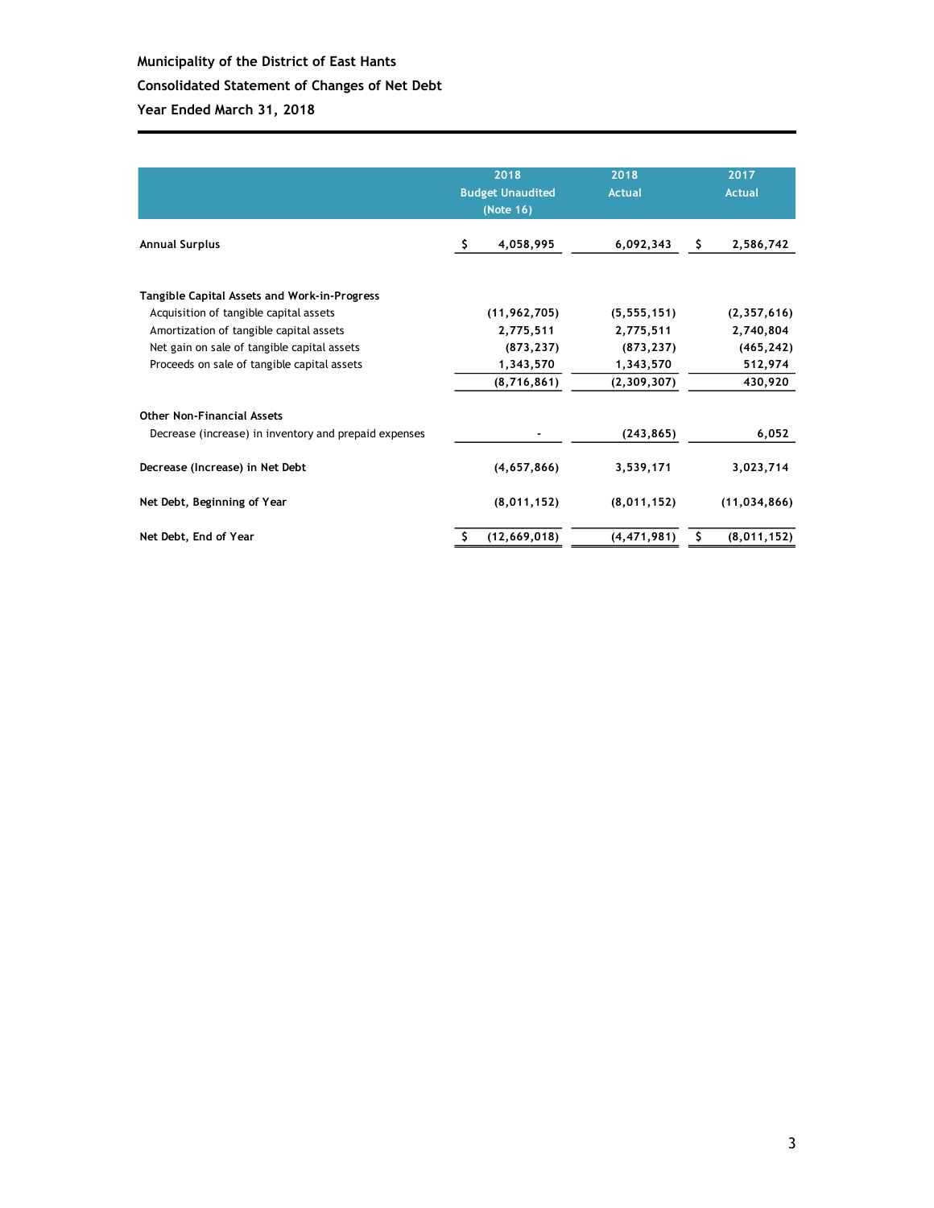**Municipality of the District of East Hants**

**Consolidated Statement of Changes of Net Debt**

**Year Ended March 31, 2018**

| | 2018 Budget Unaudited (Note 16) | 2018 Actual | 2017 Actual |
|---|---|---|---|
| **Annual Surplus** | $ 4,058,995 | 6,092,343 | $ 2,586,742 |
| | | | |
| **Tangible Capital Assets and Work-in-Progress** | | | |
| Acquisition of tangible capital assets | (11,962,705) | (5,555,151) | (2,357,616) |
| Amortization of tangible capital assets | 2,775,511 | 2,775,511 | 2,740,804 |
| Net gain on sale of tangible capital assets | (873,237) | (873,237) | (465,242) |
| Proceeds on sale of tangible capital assets | 1,343,570 | 1,343,570 | 512,974 |
| | (8,716,861) | (2,309,307) | 430,920 |
| | | | |
| **Other Non-Financial Assets** | | | |
| Decrease (increase) in inventory and prepaid expenses | - | (243,865) | 6,052 |
| | | | |
| **Decrease (Increase) in Net Debt** | (4,657,866) | 3,539,171 | 3,023,714 |
| | | | |
| **Net Debt, Beginning of Year** | (8,011,152) | (8,011,152) | (11,034,866) |
| | | | |
| **Net Debt, End of Year** | $ (12,669,018) | (4,471,981) | $ (8,011,152) |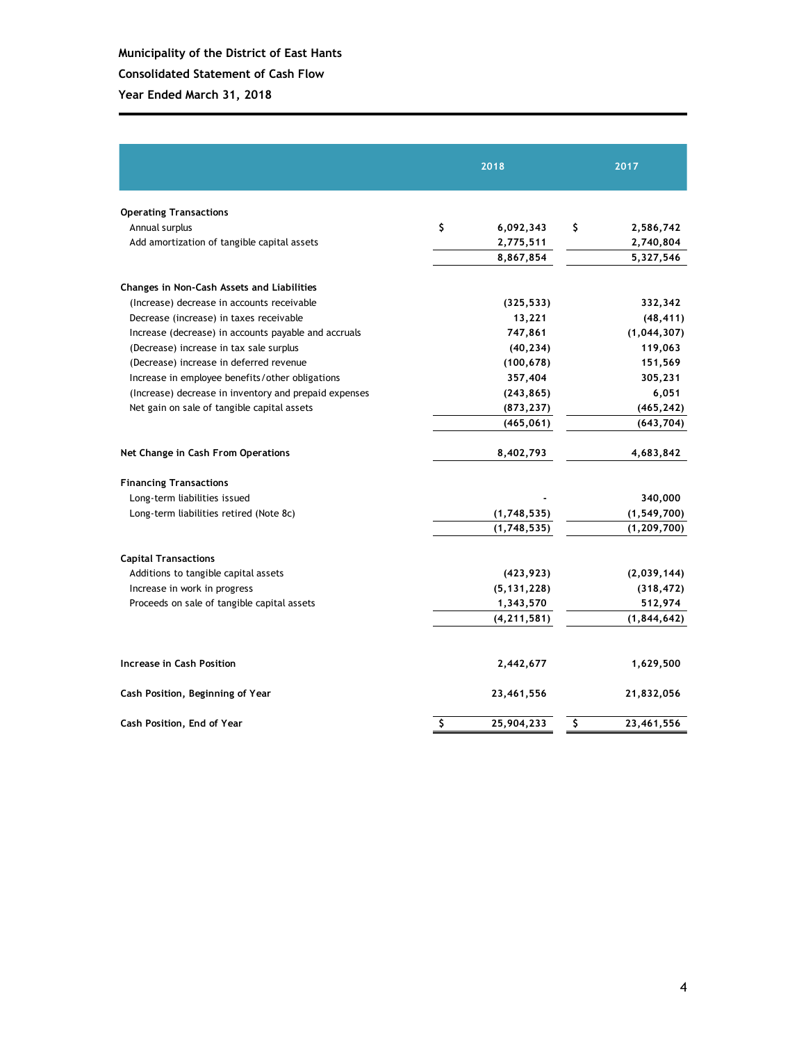**Municipality of the District of East Hants**

**Consolidated Statement of Cash Flow**

**Year Ended March 31, 2018**

| | 2018 | 2017 |
|---|---|---|
| **Operating Transactions** | | |
| Annual surplus | $ 6,092,343 | $ 2,586,742 |
| Add amortization of tangible capital assets | 2,775,511 | 2,740,804 |
| | 8,867,854 | 5,327,546 |
| **Changes in Non-Cash Assets and Liabilities** | | |
| (Increase) decrease in accounts receivable | (325,533) | 332,342 |
| Decrease (increase) in taxes receivable | 13,221 | (48,411) |
| Increase (decrease) in accounts payable and accruals | 747,861 | (1,044,307) |
| (Decrease) increase in tax sale surplus | (40,234) | 119,063 |
| (Decrease) increase in deferred revenue | (100,678) | 151,569 |
| Increase in employee benefits/other obligations | 357,404 | 305,231 |
| (Increase) decrease in inventory and prepaid expenses | (243,865) | 6,051 |
| Net gain on sale of tangible capital assets | (873,237) | (465,242) |
| | (465,061) | (643,704) |
| **Net Change in Cash From Operations** | 8,402,793 | 4,683,842 |
| **Financing Transactions** | | |
| Long-term liabilities issued | - | 340,000 |
| Long-term liabilities retired (Note 8c) | (1,748,535) | (1,549,700) |
| | (1,748,535) | (1,209,700) |
| **Capital Transactions** | | |
| Additions to tangible capital assets | (423,923) | (2,039,144) |
| Increase in work in progress | (5,131,228) | (318,472) |
| Proceeds on sale of tangible capital assets | 1,343,570 | 512,974 |
| | (4,211,581) | (1,844,642) |
| **Increase in Cash Position** | 2,442,677 | 1,629,500 |
| **Cash Position, Beginning of Year** | 23,461,556 | 21,832,056 |
| **Cash Position, End of Year** | $ 25,904,233 | $ 23,461,556 |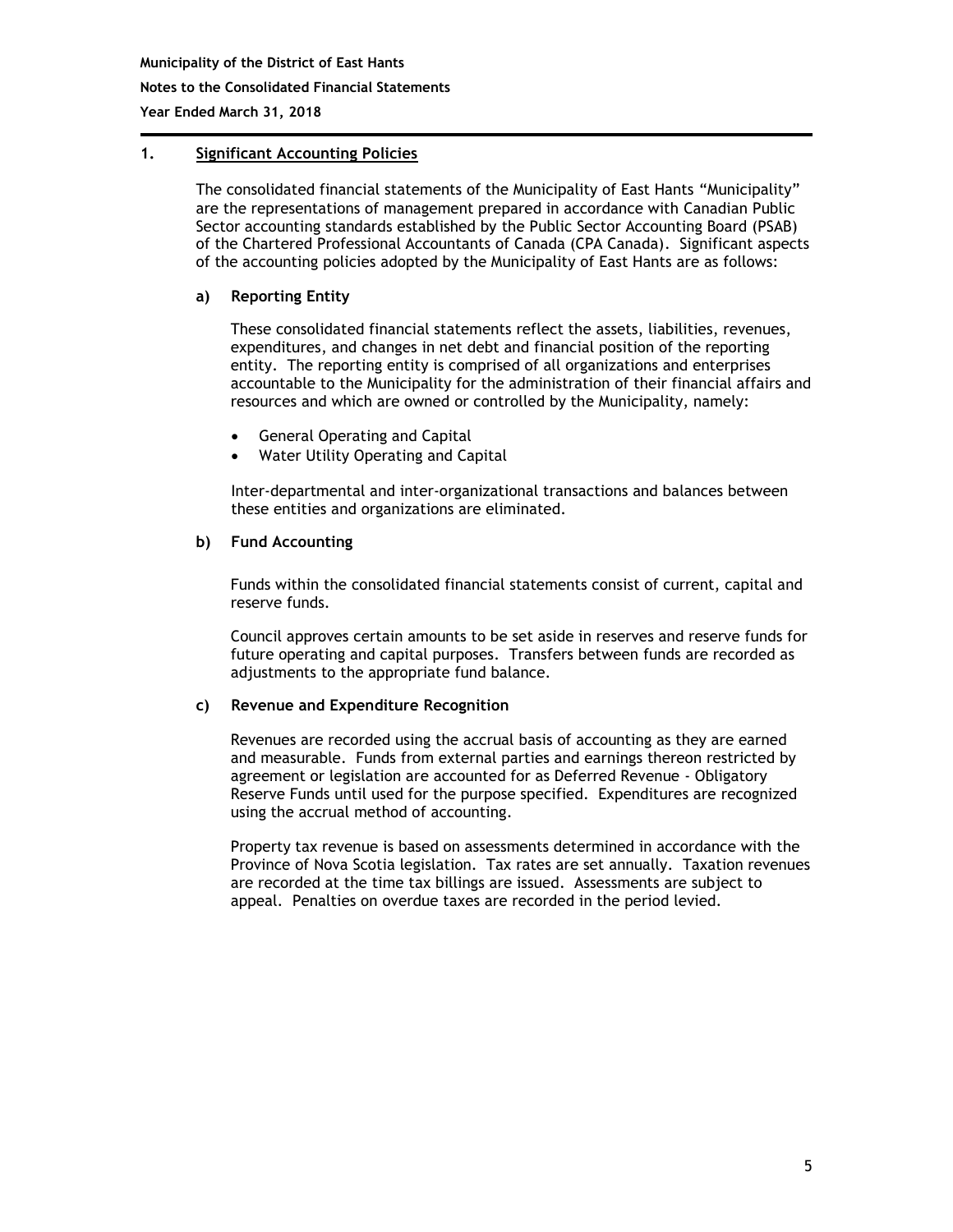## 1. Significant Accounting Policies

The consolidated financial statements of the Municipality of East Hants "Municipality" are the representations of management prepared in accordance with Canadian Public Sector accounting standards established by the Public Sector Accounting Board (PSAB) of the Chartered Professional Accountants of Canada (CPA Canada). Significant aspects of the accounting policies adopted by the Municipality of East Hants are as follows:

### a) Reporting Entity

These consolidated financial statements reflect the assets, liabilities, revenues, expenditures, and changes in net debt and financial position of the reporting entity. The reporting entity is comprised of all organizations and enterprises accountable to the Municipality for the administration of their financial affairs and resources and which are owned or controlled by the Municipality, namely:

- General Operating and Capital
- Water Utility Operating and Capital

Inter-departmental and inter-organizational transactions and balances between these entities and organizations are eliminated.

### b) Fund Accounting

Funds within the consolidated financial statements consist of current, capital and reserve funds.

Council approves certain amounts to be set aside in reserves and reserve funds for future operating and capital purposes. Transfers between funds are recorded as adjustments to the appropriate fund balance.

### c) Revenue and Expenditure Recognition

Revenues are recorded using the accrual basis of accounting as they are earned and measurable. Funds from external parties and earnings thereon restricted by agreement or legislation are accounted for as Deferred Revenue - Obligatory Reserve Funds until used for the purpose specified. Expenditures are recognized using the accrual method of accounting.

Property tax revenue is based on assessments determined in accordance with the Province of Nova Scotia legislation. Tax rates are set annually. Taxation revenues are recorded at the time tax billings are issued. Assessments are subject to appeal. Penalties on overdue taxes are recorded in the period levied.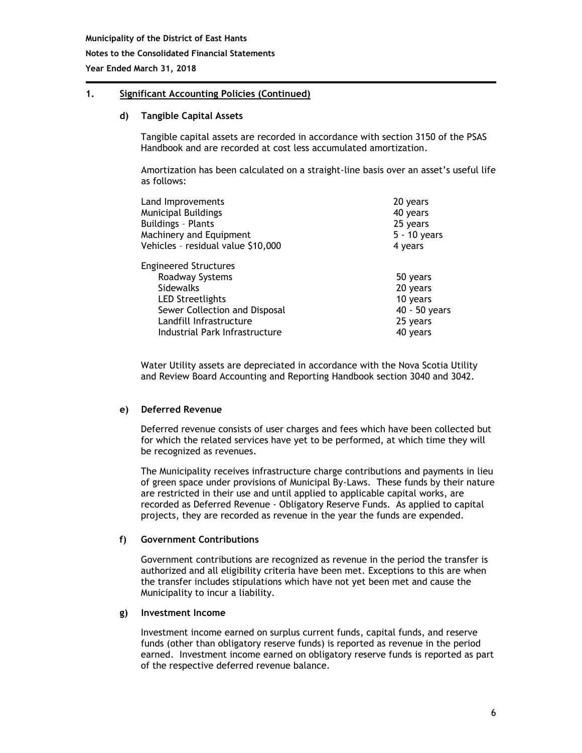## 1. Significant Accounting Policies (Continued)

### d) Tangible Capital Assets

Tangible capital assets are recorded in accordance with section 3150 of the PSAS Handbook and are recorded at cost less accumulated amortization.

Amortization has been calculated on a straight-line basis over an asset's useful life as follows:

| | |
|---|---|
| Land Improvements | 20 years |
| Municipal Buildings | 40 years |
| Buildings – Plants | 25 years |
| Machinery and Equipment | 5 - 10 years |
| Vehicles – residual value $10,000 | 4 years |
| Engineered Structures | |
| Roadway Systems | 50 years |
| Sidewalks | 20 years |
| LED Streetlights | 10 years |
| Sewer Collection and Disposal | 40 - 50 years |
| Landfill Infrastructure | 25 years |
| Industrial Park Infrastructure | 40 years |

Water Utility assets are depreciated in accordance with the Nova Scotia Utility and Review Board Accounting and Reporting Handbook section 3040 and 3042.

### e) Deferred Revenue

Deferred revenue consists of user charges and fees which have been collected but for which the related services have yet to be performed, at which time they will be recognized as revenues.

The Municipality receives infrastructure charge contributions and payments in lieu of green space under provisions of Municipal By-Laws. These funds by their nature are restricted in their use and until applied to applicable capital works, are recorded as Deferred Revenue - Obligatory Reserve Funds. As applied to capital projects, they are recorded as revenue in the year the funds are expended.

### f) Government Contributions

Government contributions are recognized as revenue in the period the transfer is authorized and all eligibility criteria have been met. Exceptions to this are when the transfer includes stipulations which have not yet been met and cause the Municipality to incur a liability.

### g) Investment Income

Investment income earned on surplus current funds, capital funds, and reserve funds (other than obligatory reserve funds) is reported as revenue in the period earned. Investment income earned on obligatory reserve funds is reported as part of the respective deferred revenue balance.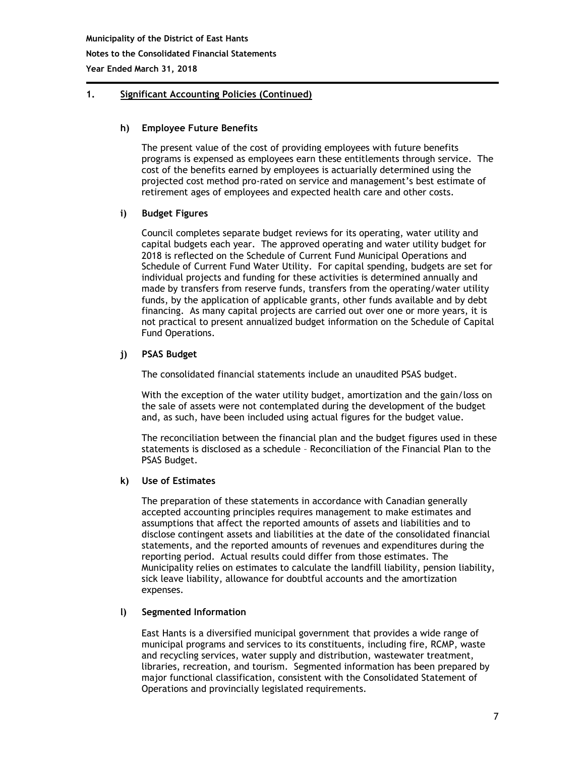## 1. Significant Accounting Policies (Continued)

### h) Employee Future Benefits

The present value of the cost of providing employees with future benefits programs is expensed as employees earn these entitlements through service. The cost of the benefits earned by employees is actuarially determined using the projected cost method pro-rated on service and management's best estimate of retirement ages of employees and expected health care and other costs.

### i) Budget Figures

Council completes separate budget reviews for its operating, water utility and capital budgets each year. The approved operating and water utility budget for 2018 is reflected on the Schedule of Current Fund Municipal Operations and Schedule of Current Fund Water Utility. For capital spending, budgets are set for individual projects and funding for these activities is determined annually and made by transfers from reserve funds, transfers from the operating/water utility funds, by the application of applicable grants, other funds available and by debt financing. As many capital projects are carried out over one or more years, it is not practical to present annualized budget information on the Schedule of Capital Fund Operations.

### j) PSAS Budget

The consolidated financial statements include an unaudited PSAS budget.

With the exception of the water utility budget, amortization and the gain/loss on the sale of assets were not contemplated during the development of the budget and, as such, have been included using actual figures for the budget value.

The reconciliation between the financial plan and the budget figures used in these statements is disclosed as a schedule – Reconciliation of the Financial Plan to the PSAS Budget.

### k) Use of Estimates

The preparation of these statements in accordance with Canadian generally accepted accounting principles requires management to make estimates and assumptions that affect the reported amounts of assets and liabilities and to disclose contingent assets and liabilities at the date of the consolidated financial statements, and the reported amounts of revenues and expenditures during the reporting period. Actual results could differ from those estimates. The Municipality relies on estimates to calculate the landfill liability, pension liability, sick leave liability, allowance for doubtful accounts and the amortization expenses.

### l) Segmented Information

East Hants is a diversified municipal government that provides a wide range of municipal programs and services to its constituents, including fire, RCMP, waste and recycling services, water supply and distribution, wastewater treatment, libraries, recreation, and tourism. Segmented information has been prepared by major functional classification, consistent with the Consolidated Statement of Operations and provincially legislated requirements.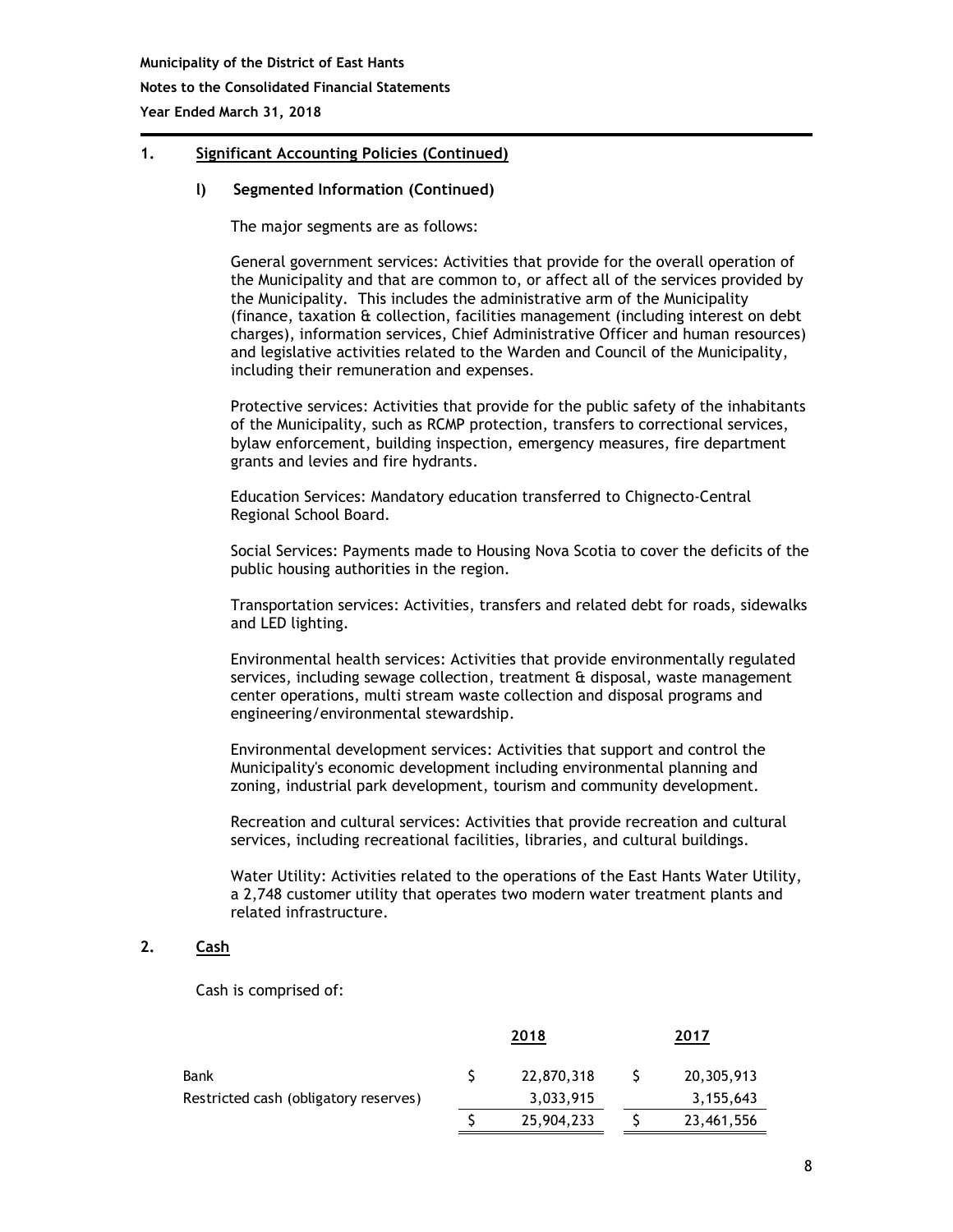## 1. Significant Accounting Policies (Continued)

### l) Segmented Information (Continued)

The major segments are as follows:

General government services: Activities that provide for the overall operation of the Municipality and that are common to, or affect all of the services provided by the Municipality. This includes the administrative arm of the Municipality (finance, taxation & collection, facilities management (including interest on debt charges), information services, Chief Administrative Officer and human resources) and legislative activities related to the Warden and Council of the Municipality, including their remuneration and expenses.

Protective services: Activities that provide for the public safety of the inhabitants of the Municipality, such as RCMP protection, transfers to correctional services, bylaw enforcement, building inspection, emergency measures, fire department grants and levies and fire hydrants.

Education Services: Mandatory education transferred to Chignecto-Central Regional School Board.

Social Services: Payments made to Housing Nova Scotia to cover the deficits of the public housing authorities in the region.

Transportation services: Activities, transfers and related debt for roads, sidewalks and LED lighting.

Environmental health services: Activities that provide environmentally regulated services, including sewage collection, treatment & disposal, waste management center operations, multi stream waste collection and disposal programs and engineering/environmental stewardship.

Environmental development services: Activities that support and control the Municipality's economic development including environmental planning and zoning, industrial park development, tourism and community development.

Recreation and cultural services: Activities that provide recreation and cultural services, including recreational facilities, libraries, and cultural buildings.

Water Utility: Activities related to the operations of the East Hants Water Utility, a 2,748 customer utility that operates two modern water treatment plants and related infrastructure.

## 2. Cash

Cash is comprised of:

| | 2018 | 2017 |
|---|---|---|
| Bank | $ 22,870,318 | $ 20,305,913 |
| Restricted cash (obligatory reserves) | 3,033,915 | 3,155,643 |
| | $ 25,904,233 | $ 23,461,556 |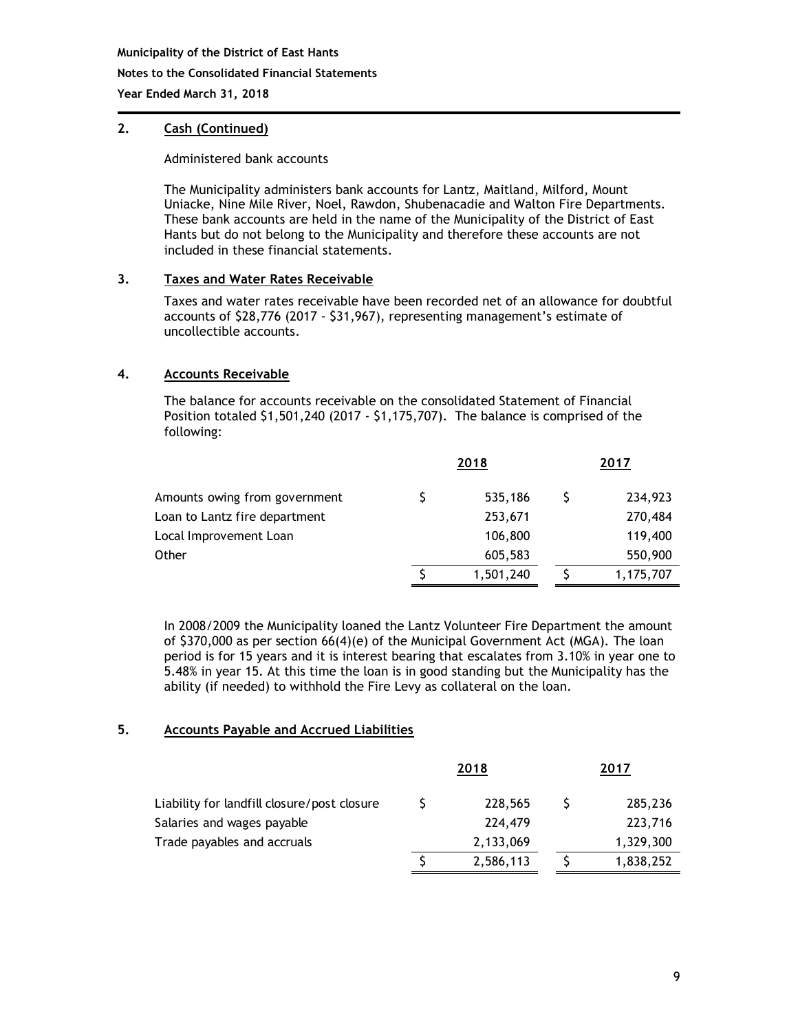## 2. Cash (Continued)

Administered bank accounts

The Municipality administers bank accounts for Lantz, Maitland, Milford, Mount Uniacke, Nine Mile River, Noel, Rawdon, Shubenacadie and Walton Fire Departments. These bank accounts are held in the name of the Municipality of the District of East Hants but do not belong to the Municipality and therefore these accounts are not included in these financial statements.

## 3. Taxes and Water Rates Receivable

Taxes and water rates receivable have been recorded net of an allowance for doubtful accounts of $28,776 (2017 - $31,967), representing management's estimate of uncollectible accounts.

## 4. Accounts Receivable

The balance for accounts receivable on the consolidated Statement of Financial Position totaled $1,501,240 (2017 - $1,175,707). The balance is comprised of the following:

| | 2018 | 2017 |
|---|---|---|
| Amounts owing from government | $ 535,186 | $ 234,923 |
| Loan to Lantz fire department | 253,671 | 270,484 |
| Local Improvement Loan | 106,800 | 119,400 |
| Other | 605,583 | 550,900 |
| | $ 1,501,240 | $ 1,175,707 |

In 2008/2009 the Municipality loaned the Lantz Volunteer Fire Department the amount of $370,000 as per section 66(4)(e) of the Municipal Government Act (MGA). The loan period is for 15 years and it is interest bearing that escalates from 3.10% in year one to 5.48% in year 15. At this time the loan is in good standing but the Municipality has the ability (if needed) to withhold the Fire Levy as collateral on the loan.

## 5. Accounts Payable and Accrued Liabilities

| | 2018 | 2017 |
|---|---|---|
| Liability for landfill closure/post closure | $ 228,565 | $ 285,236 |
| Salaries and wages payable | 224,479 | 223,716 |
| Trade payables and accruals | 2,133,069 | 1,329,300 |
| | $ 2,586,113 | $ 1,838,252 |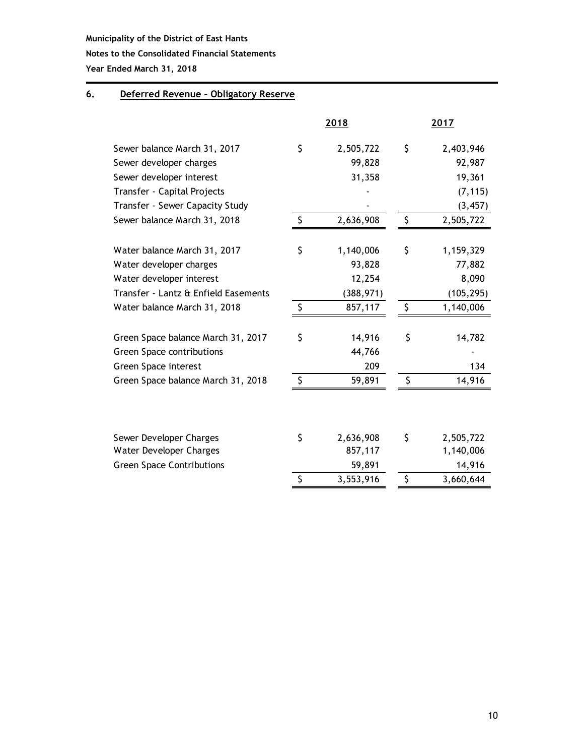**Municipality of the District of East Hants**

**Notes to the Consolidated Financial Statements**

**Year Ended March 31, 2018**

## 6. Deferred Revenue – Obligatory Reserve

| | 2018 | 2017 |
|---|---|---|
| Sewer balance March 31, 2017 | $ 2,505,722 | $ 2,403,946 |
| Sewer developer charges | 99,828 | 92,987 |
| Sewer developer interest | 31,358 | 19,361 |
| Transfer - Capital Projects | - | (7,115) |
| Transfer - Sewer Capacity Study | - | (3,457) |
| Sewer balance March 31, 2018 | $ 2,636,908 | $ 2,505,722 |
| | | |
| Water balance March 31, 2017 | $ 1,140,006 | $ 1,159,329 |
| Water developer charges | 93,828 | 77,882 |
| Water developer interest | 12,254 | 8,090 |
| Transfer - Lantz & Enfield Easements | (388,971) | (105,295) |
| Water balance March 31, 2018 | $ 857,117 | $ 1,140,006 |
| | | |
| Green Space balance March 31, 2017 | $ 14,916 | $ 14,782 |
| Green Space contributions | 44,766 | - |
| Green Space interest | 209 | 134 |
| Green Space balance March 31, 2018 | $ 59,891 | $ 14,916 |

| | 2018 | 2017 |
|---|---|---|
| Sewer Developer Charges | $ 2,636,908 | $ 2,505,722 |
| Water Developer Charges | 857,117 | 1,140,006 |
| Green Space Contributions | 59,891 | 14,916 |
| | $ 3,553,916 | $ 3,660,644 |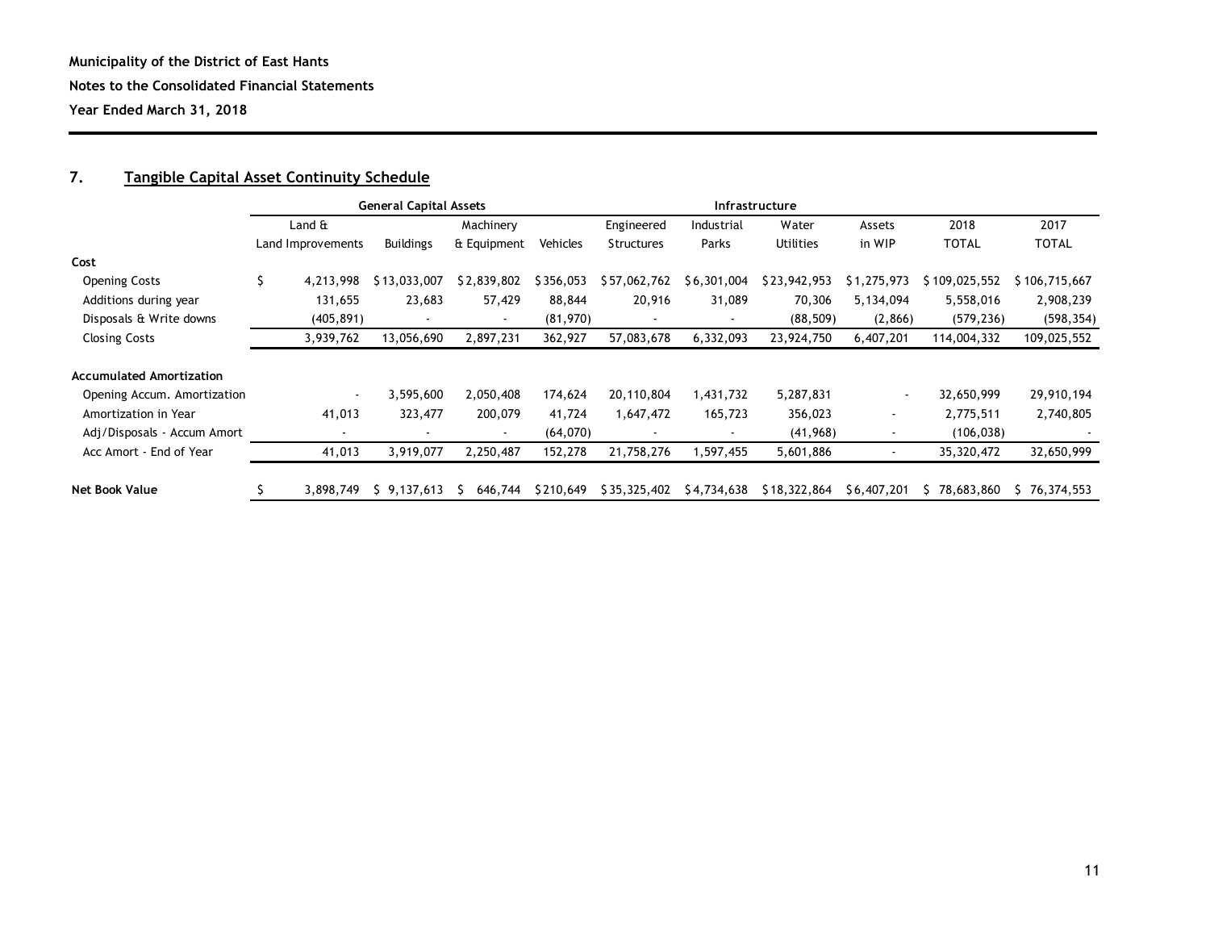**Municipality of the District of East Hants**

**Notes to the Consolidated Financial Statements**

**Year Ended March 31, 2018**

## 7. Tangible Capital Asset Continuity Schedule

| | General Capital Assets | | | | Infrastructure | | | | | |
|---|---|---|---|---|---|---|---|---|---|---|
| | Land & Land Improvements | Buildings | Machinery & Equipment | Vehicles | Engineered Structures | Industrial Parks | Water Utilities | Assets in WIP | 2018 TOTAL | 2017 TOTAL |
| **Cost** | | | | | | | | | | |
| Opening Costs | $ 4,213,998 | $ 13,033,007 | $ 2,839,802 | $ 356,053 | $ 57,062,762 | $ 6,301,004 | $ 23,942,953 | $ 1,275,973 | $ 109,025,552 | $ 106,715,667 |
| Additions during year | 131,655 | 23,683 | 57,429 | 88,844 | 20,916 | 31,089 | 70,306 | 5,134,094 | 5,558,016 | 2,908,239 |
| Disposals & Write downs | (405,891) | - | - | (81,970) | - | - | (88,509) | (2,866) | (579,236) | (598,354) |
| Closing Costs | 3,939,762 | 13,056,690 | 2,897,231 | 362,927 | 57,083,678 | 6,332,093 | 23,924,750 | 6,407,201 | 114,004,332 | 109,025,552 |
| **Accumulated Amortization** | | | | | | | | | | |
| Opening Accum. Amortization | - | 3,595,600 | 2,050,408 | 174,624 | 20,110,804 | 1,431,732 | 5,287,831 | - | 32,650,999 | 29,910,194 |
| Amortization in Year | 41,013 | 323,477 | 200,079 | 41,724 | 1,647,472 | 165,723 | 356,023 | - | 2,775,511 | 2,740,805 |
| Adj/Disposals - Accum Amort | - | - | - | (64,070) | - | - | (41,968) | - | (106,038) | - |
| Acc Amort - End of Year | 41,013 | 3,919,077 | 2,250,487 | 152,278 | 21,758,276 | 1,597,455 | 5,601,886 | - | 35,320,472 | 32,650,999 |
| **Net Book Value** | $ 3,898,749 | $ 9,137,613 | $ 646,744 | $ 210,649 | $ 35,325,402 | $ 4,734,638 | $ 18,322,864 | $ 6,407,201 | $ 78,683,860 | $ 76,374,553 |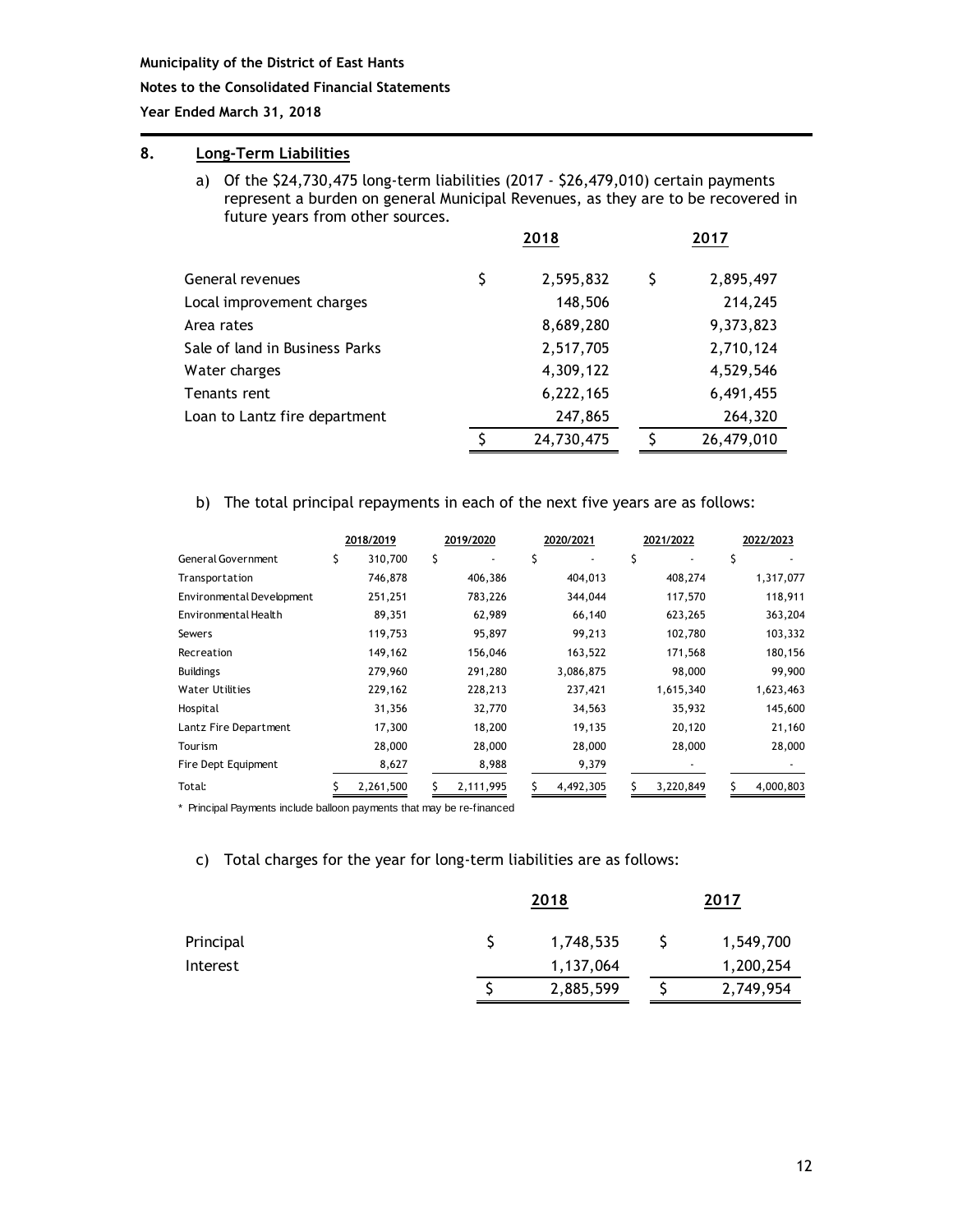Municipality of the District of East Hants

Notes to the Consolidated Financial Statements

Year Ended March 31, 2018

## 8. Long-Term Liabilities

a) Of the $24,730,475 long-term liabilities (2017 - $26,479,010) certain payments represent a burden on general Municipal Revenues, as they are to be recovered in future years from other sources.

| | 2018 | 2017 |
|---|---|---|
| General revenues | $ 2,595,832 | $ 2,895,497 |
| Local improvement charges | 148,506 | 214,245 |
| Area rates | 8,689,280 | 9,373,823 |
| Sale of land in Business Parks | 2,517,705 | 2,710,124 |
| Water charges | 4,309,122 | 4,529,546 |
| Tenants rent | 6,222,165 | 6,491,455 |
| Loan to Lantz fire department | 247,865 | 264,320 |
| | $ 24,730,475 | $ 26,479,010 |

b) The total principal repayments in each of the next five years are as follows:

| | 2018/2019 | 2019/2020 | 2020/2021 | 2021/2022 | 2022/2023 |
|---|---|---|---|---|---|
| General Government | $ 310,700 | $ - | $ - | $ - | $ - |
| Transportation | 746,878 | 406,386 | 404,013 | 408,274 | 1,317,077 |
| Environmental Development | 251,251 | 783,226 | 344,044 | 117,570 | 118,911 |
| Environmental Health | 89,351 | 62,989 | 66,140 | 623,265 | 363,204 |
| Sewers | 119,753 | 95,897 | 99,213 | 102,780 | 103,332 |
| Recreation | 149,162 | 156,046 | 163,522 | 171,568 | 180,156 |
| Buildings | 279,960 | 291,280 | 3,086,875 | 98,000 | 99,900 |
| Water Utilities | 229,162 | 228,213 | 237,421 | 1,615,340 | 1,623,463 |
| Hospital | 31,356 | 32,770 | 34,563 | 35,932 | 145,600 |
| Lantz Fire Department | 17,300 | 18,200 | 19,135 | 20,120 | 21,160 |
| Tourism | 28,000 | 28,000 | 28,000 | 28,000 | 28,000 |
| Fire Dept Equipment | 8,627 | 8,988 | 9,379 | - | - |
| Total: | $ 2,261,500 | $ 2,111,995 | $ 4,492,305 | $ 3,220,849 | $ 4,000,803 |

* Principal Payments include balloon payments that may be re-financed

c) Total charges for the year for long-term liabilities are as follows:

| | 2018 | 2017 |
|---|---|---|
| Principal | $ 1,748,535 | $ 1,549,700 |
| Interest | 1,137,064 | 1,200,254 |
| | $ 2,885,599 | $ 2,749,954 |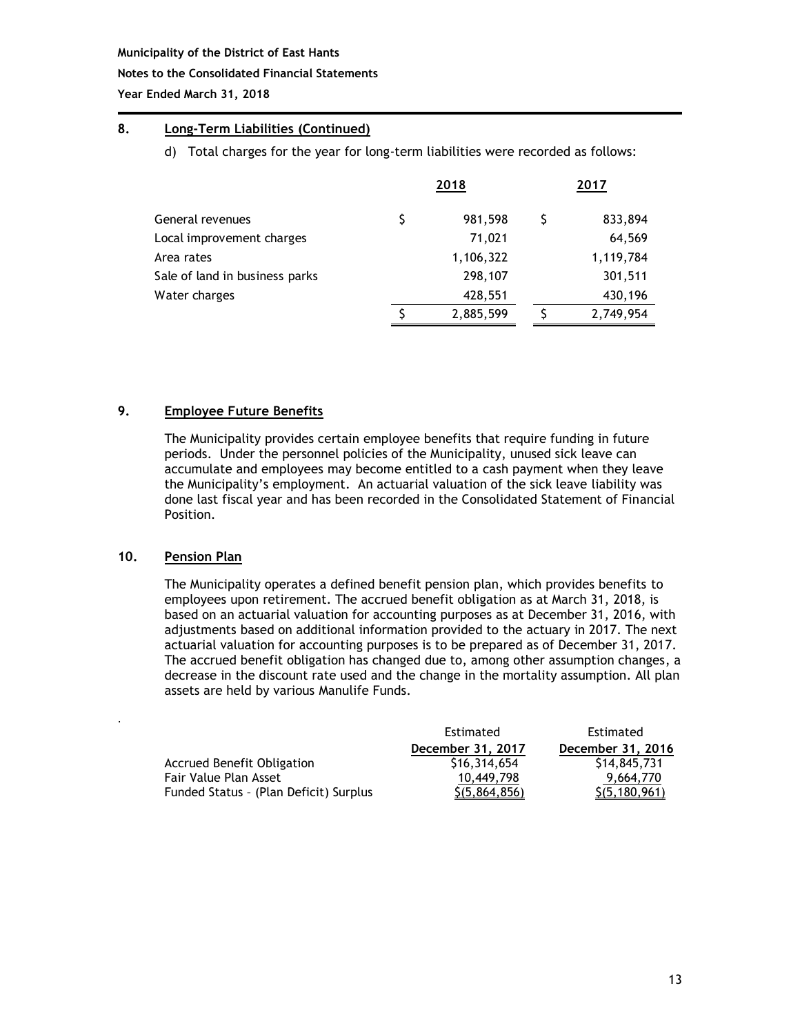**Municipality of the District of East Hants**

**Notes to the Consolidated Financial Statements**

**Year Ended March 31, 2018**

## 8. Long-Term Liabilities (Continued)

d) Total charges for the year for long-term liabilities were recorded as follows:

| | 2018 | 2017 |
|---|---|---|
| General revenues | $ 981,598 | $ 833,894 |
| Local improvement charges | 71,021 | 64,569 |
| Area rates | 1,106,322 | 1,119,784 |
| Sale of land in business parks | 298,107 | 301,511 |
| Water charges | 428,551 | 430,196 |
| | $ 2,885,599 | $ 2,749,954 |

## 9. Employee Future Benefits

The Municipality provides certain employee benefits that require funding in future periods. Under the personnel policies of the Municipality, unused sick leave can accumulate and employees may become entitled to a cash payment when they leave the Municipality's employment. An actuarial valuation of the sick leave liability was done last fiscal year and has been recorded in the Consolidated Statement of Financial Position.

## 10. Pension Plan

The Municipality operates a defined benefit pension plan, which provides benefits to employees upon retirement. The accrued benefit obligation as at March 31, 2018, is based on an actuarial valuation for accounting purposes as at December 31, 2016, with adjustments based on additional information provided to the actuary in 2017. The next actuarial valuation for accounting purposes is to be prepared as of December 31, 2017. The accrued benefit obligation has changed due to, among other assumption changes, a decrease in the discount rate used and the change in the mortality assumption. All plan assets are held by various Manulife Funds.

| | Estimated<br>**December 31, 2017** | Estimated<br>**December 31, 2016** |
|---|---|---|
| Accrued Benefit Obligation | $16,314,654 | $14,845,731 |
| Fair Value Plan Asset | 10,449,798 | 9,664,770 |
| Funded Status – (Plan Deficit) Surplus | $(5,864,856) | $(5,180,961) |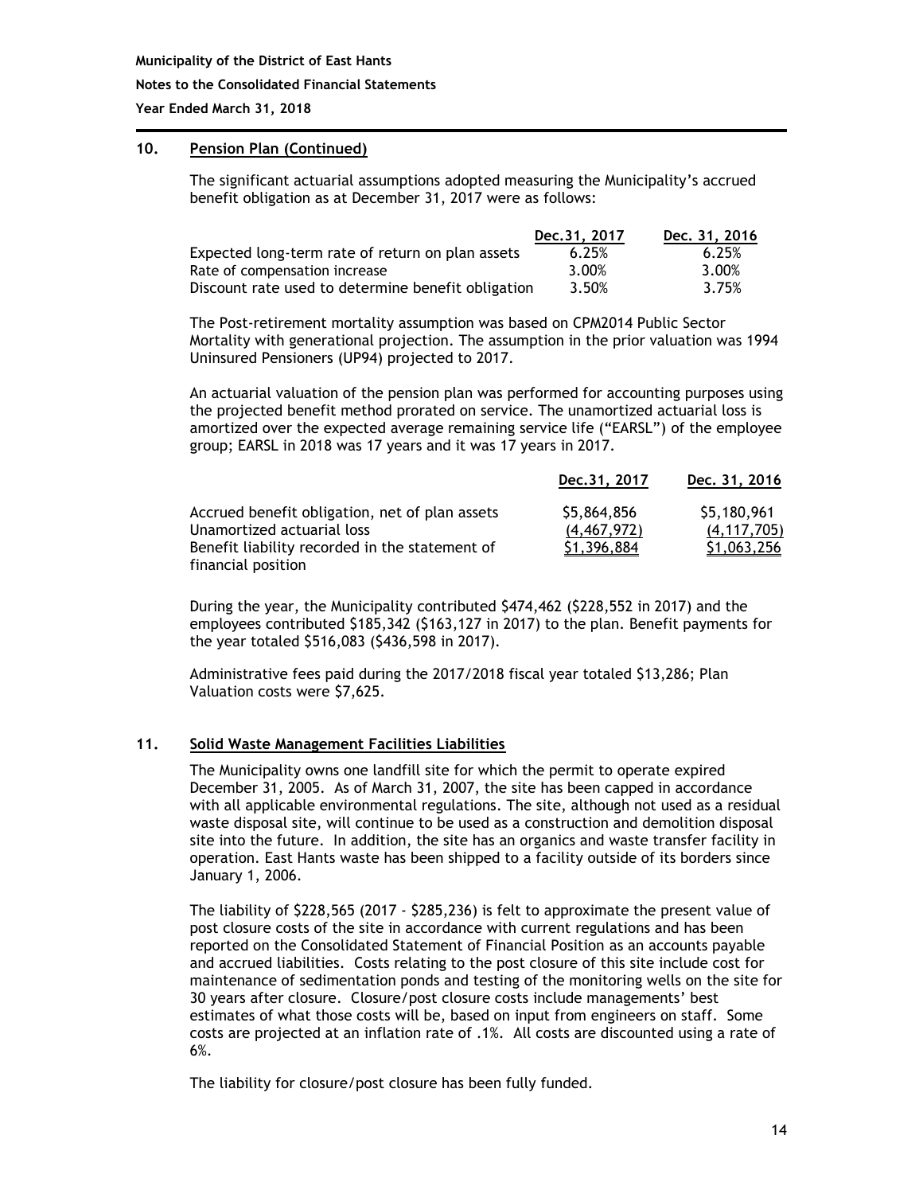## 10. Pension Plan (Continued)

The significant actuarial assumptions adopted measuring the Municipality's accrued benefit obligation as at December 31, 2017 were as follows:

| | Dec.31, 2017 | Dec. 31, 2016 |
|---|---|---|
| Expected long-term rate of return on plan assets | 6.25% | 6.25% |
| Rate of compensation increase | 3.00% | 3.00% |
| Discount rate used to determine benefit obligation | 3.50% | 3.75% |

The Post-retirement mortality assumption was based on CPM2014 Public Sector Mortality with generational projection. The assumption in the prior valuation was 1994 Uninsured Pensioners (UP94) projected to 2017.

An actuarial valuation of the pension plan was performed for accounting purposes using the projected benefit method prorated on service. The unamortized actuarial loss is amortized over the expected average remaining service life ("EARSL") of the employee group; EARSL in 2018 was 17 years and it was 17 years in 2017.

| | Dec.31, 2017 | Dec. 31, 2016 |
|---|---|---|
| Accrued benefit obligation, net of plan assets | $5,864,856 | $5,180,961 |
| Unamortized actuarial loss | (4,467,972) | (4,117,705) |
| Benefit liability recorded in the statement of financial position | $1,396,884 | $1,063,256 |

During the year, the Municipality contributed $474,462 ($228,552 in 2017) and the employees contributed $185,342 ($163,127 in 2017) to the plan. Benefit payments for the year totaled $516,083 ($436,598 in 2017).

Administrative fees paid during the 2017/2018 fiscal year totaled $13,286; Plan Valuation costs were $7,625.

## 11. Solid Waste Management Facilities Liabilities

The Municipality owns one landfill site for which the permit to operate expired December 31, 2005. As of March 31, 2007, the site has been capped in accordance with all applicable environmental regulations. The site, although not used as a residual waste disposal site, will continue to be used as a construction and demolition disposal site into the future. In addition, the site has an organics and waste transfer facility in operation. East Hants waste has been shipped to a facility outside of its borders since January 1, 2006.

The liability of $228,565 (2017 - $285,236) is felt to approximate the present value of post closure costs of the site in accordance with current regulations and has been reported on the Consolidated Statement of Financial Position as an accounts payable and accrued liabilities. Costs relating to the post closure of this site include cost for maintenance of sedimentation ponds and testing of the monitoring wells on the site for 30 years after closure. Closure/post closure costs include managements' best estimates of what those costs will be, based on input from engineers on staff. Some costs are projected at an inflation rate of .1%. All costs are discounted using a rate of 6%.

The liability for closure/post closure has been fully funded.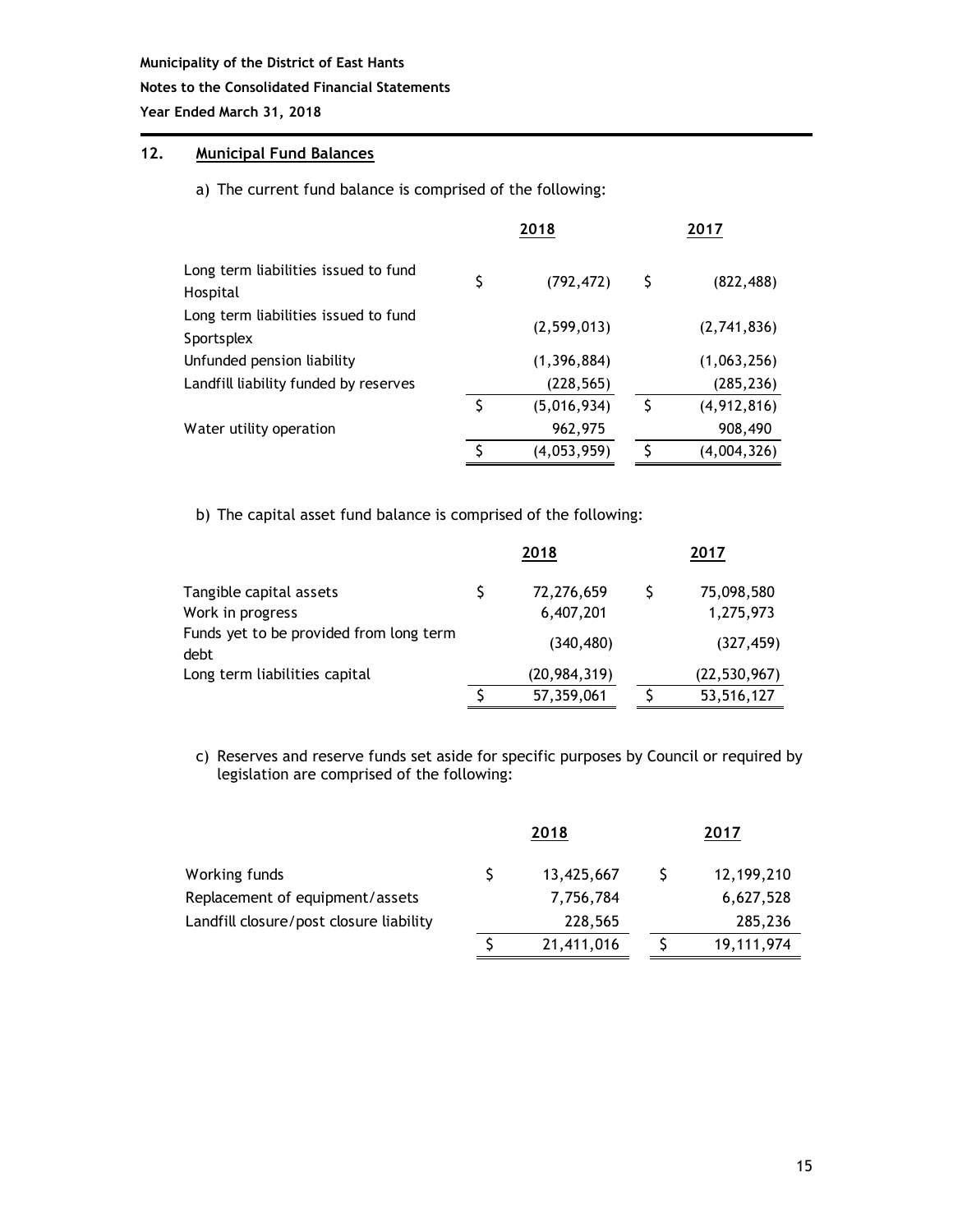**Municipality of the District of East Hants**

**Notes to the Consolidated Financial Statements**

**Year Ended March 31, 2018**

## 12. Municipal Fund Balances

a) The current fund balance is comprised of the following:

| | 2018 | 2017 |
|---|---|---|
| Long term liabilities issued to fund Hospital | $ (792,472) | $ (822,488) |
| Long term liabilities issued to fund Sportsplex | (2,599,013) | (2,741,836) |
| Unfunded pension liability | (1,396,884) | (1,063,256) |
| Landfill liability funded by reserves | (228,565) | (285,236) |
| | $ (5,016,934) | $ (4,912,816) |
| Water utility operation | 962,975 | 908,490 |
| | $ (4,053,959) | $ (4,004,326) |

b) The capital asset fund balance is comprised of the following:

| | 2018 | 2017 |
|---|---|---|
| Tangible capital assets | $ 72,276,659 | $ 75,098,580 |
| Work in progress | 6,407,201 | 1,275,973 |
| Funds yet to be provided from long term debt | (340,480) | (327,459) |
| Long term liabilities capital | (20,984,319) | (22,530,967) |
| | $ 57,359,061 | $ 53,516,127 |

c) Reserves and reserve funds set aside for specific purposes by Council or required by legislation are comprised of the following:

| | 2018 | 2017 |
|---|---|---|
| Working funds | $ 13,425,667 | $ 12,199,210 |
| Replacement of equipment/assets | 7,756,784 | 6,627,528 |
| Landfill closure/post closure liability | 228,565 | 285,236 |
| | $ 21,411,016 | $ 19,111,974 |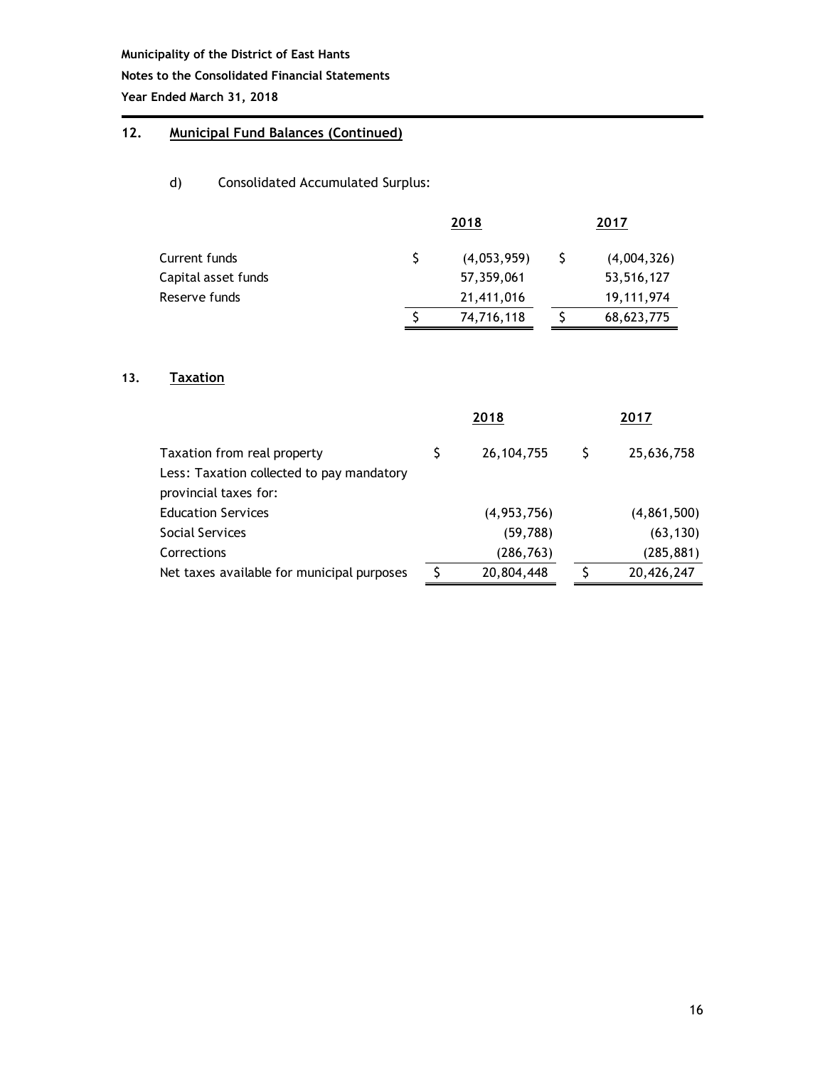## 12. Municipal Fund Balances (Continued)

d) Consolidated Accumulated Surplus:

| | 2018 | 2017 |
|---|---|---|
| Current funds | $ (4,053,959) | $ (4,004,326) |
| Capital asset funds | 57,359,061 | 53,516,127 |
| Reserve funds | 21,411,016 | 19,111,974 |
| | $ 74,716,118 | $ 68,623,775 |

## 13. Taxation

| | 2018 | 2017 |
|---|---|---|
| Taxation from real property | $ 26,104,755 | $ 25,636,758 |
| Less: Taxation collected to pay mandatory provincial taxes for: | | |
| Education Services | (4,953,756) | (4,861,500) |
| Social Services | (59,788) | (63,130) |
| Corrections | (286,763) | (285,881) |
| Net taxes available for municipal purposes | $ 20,804,448 | $ 20,426,247 |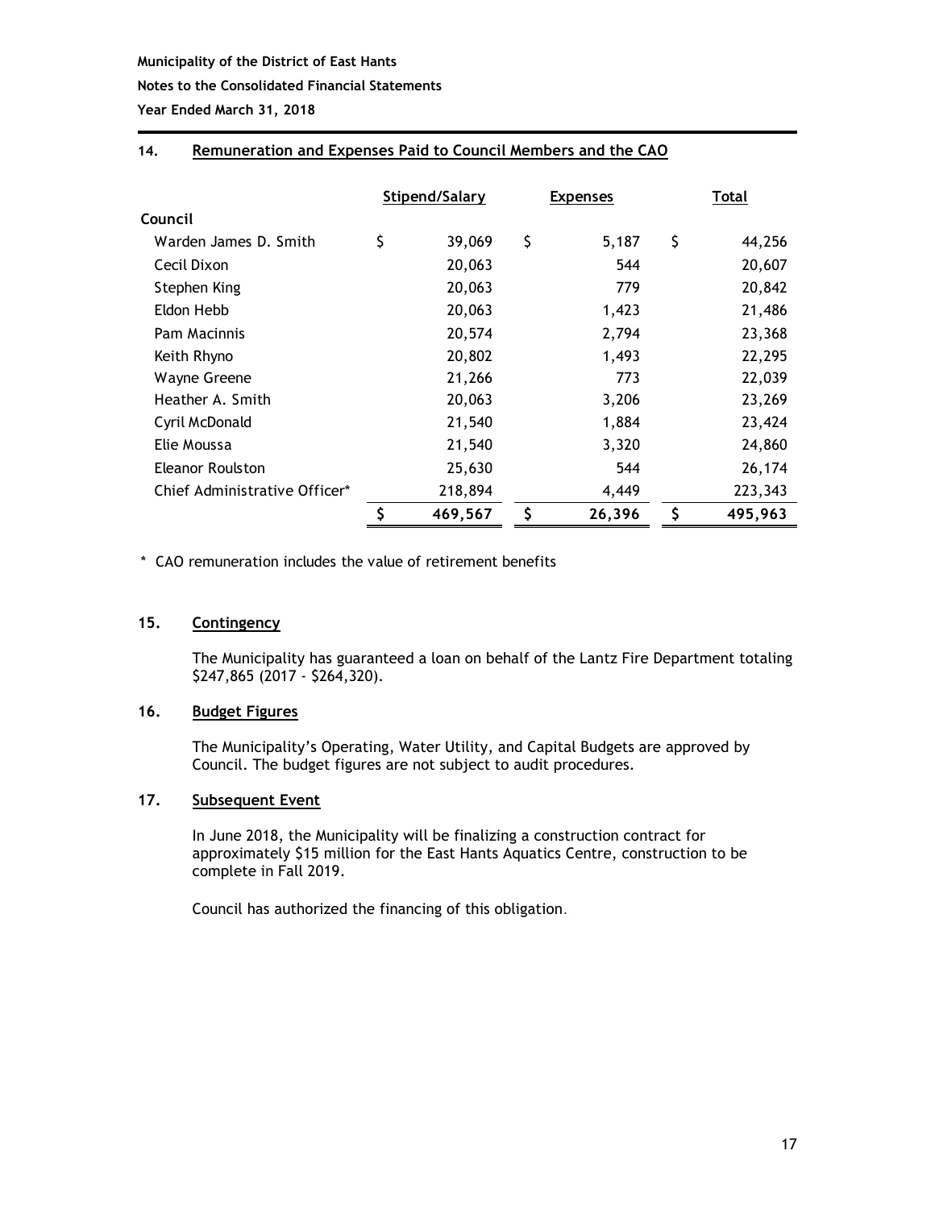## 14. Remuneration and Expenses Paid to Council Members and the CAO

| | Stipend/Salary | Expenses | Total |
|---|---|---|---|
| **Council** | | | |
| Warden James D. Smith | $ 39,069 | $ 5,187 | $ 44,256 |
| Cecil Dixon | 20,063 | 544 | 20,607 |
| Stephen King | 20,063 | 779 | 20,842 |
| Eldon Hebb | 20,063 | 1,423 | 21,486 |
| Pam Macinnis | 20,574 | 2,794 | 23,368 |
| Keith Rhyno | 20,802 | 1,493 | 22,295 |
| Wayne Greene | 21,266 | 773 | 22,039 |
| Heather A. Smith | 20,063 | 3,206 | 23,269 |
| Cyril McDonald | 21,540 | 1,884 | 23,424 |
| Elie Moussa | 21,540 | 3,320 | 24,860 |
| Eleanor Roulston | 25,630 | 544 | 26,174 |
| Chief Administrative Officer* | 218,894 | 4,449 | 223,343 |
| | **$ 469,567** | **$ 26,396** | **$ 495,963** |

\* CAO remuneration includes the value of retirement benefits

## 15. Contingency

The Municipality has guaranteed a loan on behalf of the Lantz Fire Department totaling $247,865 (2017 - $264,320).

## 16. Budget Figures

The Municipality's Operating, Water Utility, and Capital Budgets are approved by Council. The budget figures are not subject to audit procedures.

## 17. Subsequent Event

In June 2018, the Municipality will be finalizing a construction contract for approximately $15 million for the East Hants Aquatics Centre, construction to be complete in Fall 2019.

Council has authorized the financing of this obligation.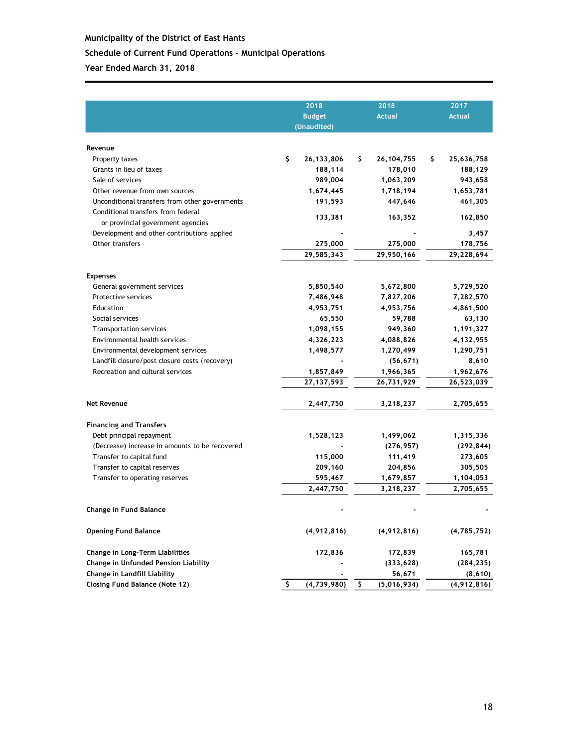**Municipality of the District of East Hants**

**Schedule of Current Fund Operations – Municipal Operations**

**Year Ended March 31, 2018**

| | 2018 Budget (Unaudited) | 2018 Actual | 2017 Actual |
|---|---|---|---|
| **Revenue** | | | |
| Property taxes | $ 26,133,806 | $ 26,104,755 | $ 25,636,758 |
| Grants in lieu of taxes | 188,114 | 178,010 | 188,129 |
| Sale of services | 989,004 | 1,063,209 | 943,658 |
| Other revenue from own sources | 1,674,445 | 1,718,194 | 1,653,781 |
| Unconditional transfers from other governments | 191,593 | 447,646 | 461,305 |
| Conditional transfers from federal or provincial government agencies | 133,381 | 163,352 | 162,850 |
| Development and other contributions applied | - | - | 3,457 |
| Other transfers | 275,000 | 275,000 | 178,756 |
| | 29,585,343 | 29,950,166 | 29,228,694 |
| **Expenses** | | | |
| General government services | 5,850,540 | 5,672,800 | 5,729,520 |
| Protective services | 7,486,948 | 7,827,206 | 7,282,570 |
| Education | 4,953,751 | 4,953,756 | 4,861,500 |
| Social services | 65,550 | 59,788 | 63,130 |
| Transportation services | 1,098,155 | 949,360 | 1,191,327 |
| Environmental health services | 4,326,223 | 4,088,826 | 4,132,955 |
| Environmental development services | 1,498,577 | 1,270,499 | 1,290,751 |
| Landfill closure/post closure costs (recovery) | - | (56,671) | 8,610 |
| Recreation and cultural services | 1,857,849 | 1,966,365 | 1,962,676 |
| | 27,137,593 | 26,731,929 | 26,523,039 |
| **Net Revenue** | 2,447,750 | 3,218,237 | 2,705,655 |
| **Financing and Transfers** | | | |
| Debt principal repayment | 1,528,123 | 1,499,062 | 1,315,336 |
| (Decrease) increase in amounts to be recovered | - | (276,957) | (292,844) |
| Transfer to capital fund | 115,000 | 111,419 | 273,605 |
| Transfer to capital reserves | 209,160 | 204,856 | 305,505 |
| Transfer to operating reserves | 595,467 | 1,679,857 | 1,104,053 |
| | 2,447,750 | 3,218,237 | 2,705,655 |
| **Change in Fund Balance** | - | - | - |
| **Opening Fund Balance** | (4,912,816) | (4,912,816) | (4,785,752) |
| **Change in Long-Term Liabilities** | 172,836 | 172,839 | 165,781 |
| **Change in Unfunded Pension Liability** | - | (333,628) | (284,235) |
| **Change in Landfill Liability** | - | 56,671 | (8,610) |
| **Closing Fund Balance (Note 12)** | $ (4,739,980) | $ (5,016,934) | (4,912,816) |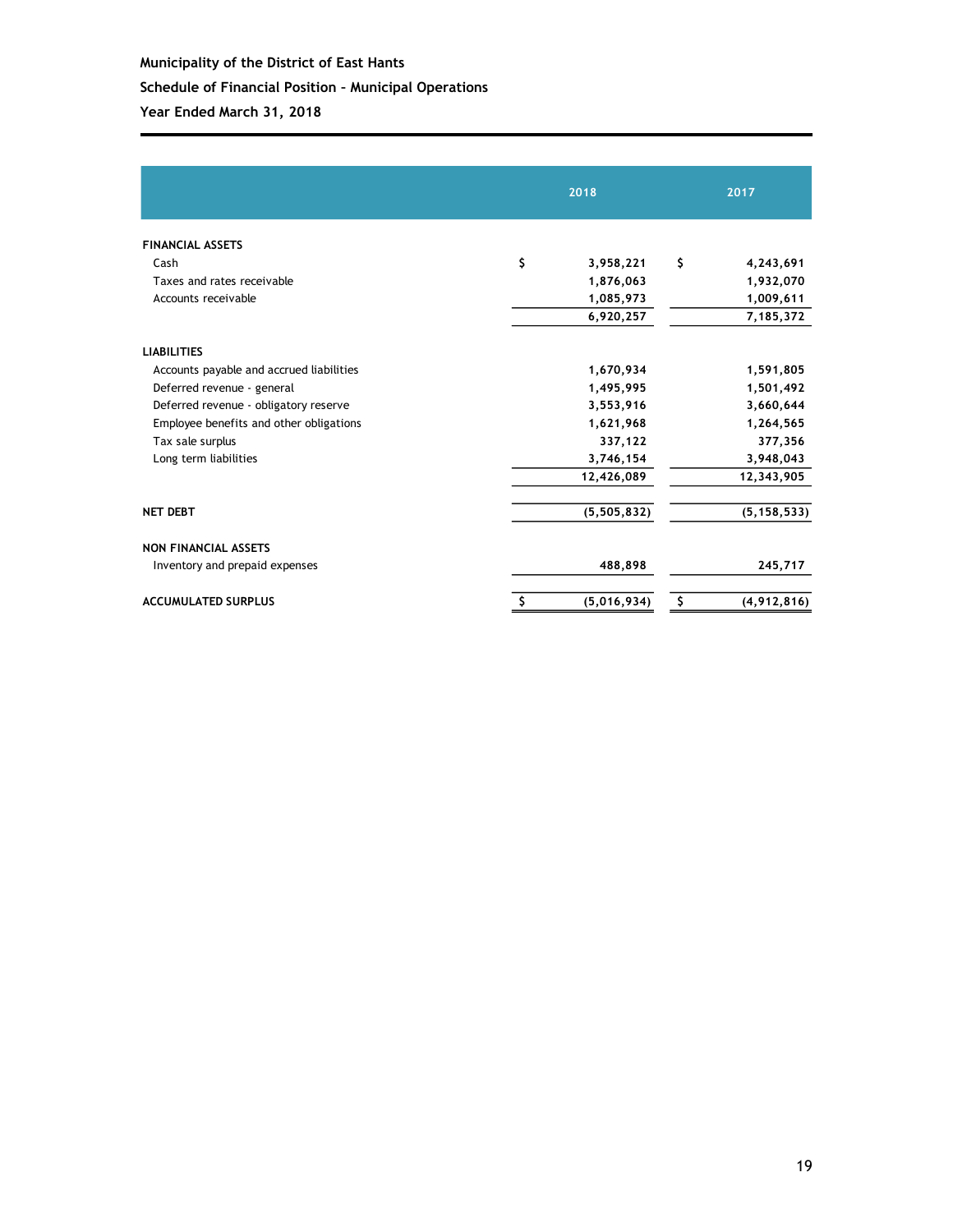**Municipality of the District of East Hants**

**Schedule of Financial Position - Municipal Operations**

**Year Ended March 31, 2018**

| | 2018 | 2017 |
|---|---|---|
| **FINANCIAL ASSETS** | | |
| Cash | $ 3,958,221 | $ 4,243,691 |
| Taxes and rates receivable | 1,876,063 | 1,932,070 |
| Accounts receivable | 1,085,973 | 1,009,611 |
| | 6,920,257 | 7,185,372 |
| **LIABILITIES** | | |
| Accounts payable and accrued liabilities | 1,670,934 | 1,591,805 |
| Deferred revenue - general | 1,495,995 | 1,501,492 |
| Deferred revenue - obligatory reserve | 3,553,916 | 3,660,644 |
| Employee benefits and other obligations | 1,621,968 | 1,264,565 |
| Tax sale surplus | 337,122 | 377,356 |
| Long term liabilities | 3,746,154 | 3,948,043 |
| | 12,426,089 | 12,343,905 |
| **NET DEBT** | (5,505,832) | (5,158,533) |
| **NON FINANCIAL ASSETS** | | |
| Inventory and prepaid expenses | 488,898 | 245,717 |
| **ACCUMULATED SURPLUS** | $ (5,016,934) | $ (4,912,816) |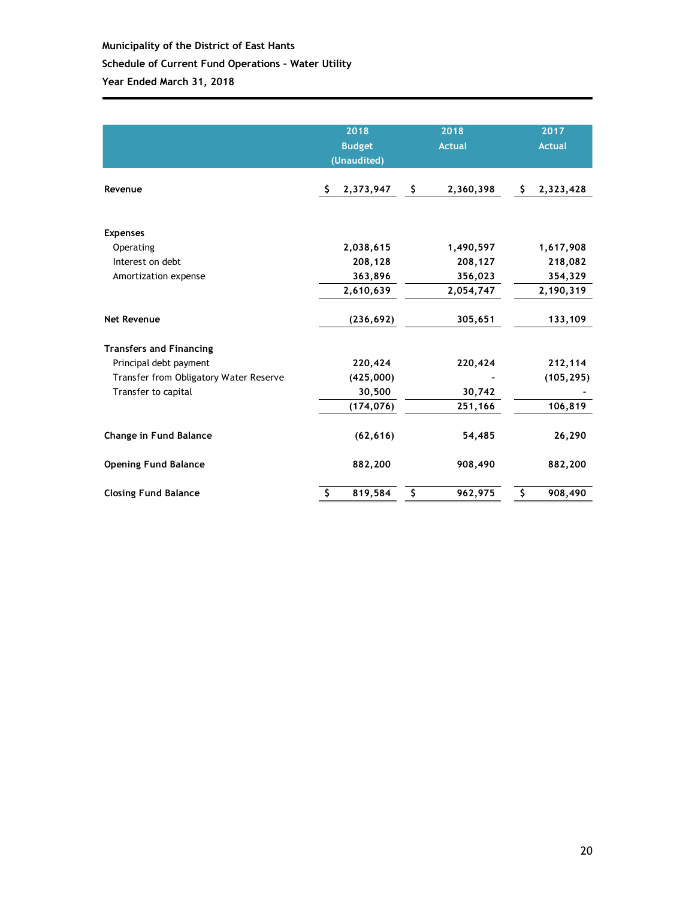**Municipality of the District of East Hants**

**Schedule of Current Fund Operations - Water Utility**

**Year Ended March 31, 2018**

| | 2018 Budget (Unaudited) | 2018 Actual | 2017 Actual |
|---|---|---|---|
| **Revenue** | $ 2,373,947 | $ 2,360,398 | $ 2,323,428 |
| **Expenses** | | | |
| Operating | 2,038,615 | 1,490,597 | 1,617,908 |
| Interest on debt | 208,128 | 208,127 | 218,082 |
| Amortization expense | 363,896 | 356,023 | 354,329 |
| | 2,610,639 | 2,054,747 | 2,190,319 |
| **Net Revenue** | (236,692) | 305,651 | 133,109 |
| **Transfers and Financing** | | | |
| Principal debt payment | 220,424 | 220,424 | 212,114 |
| Transfer from Obligatory Water Reserve | (425,000) | - | (105,295) |
| Transfer to capital | 30,500 | 30,742 | - |
| | (174,076) | 251,166 | 106,819 |
| **Change in Fund Balance** | (62,616) | 54,485 | 26,290 |
| **Opening Fund Balance** | 882,200 | 908,490 | 882,200 |
| **Closing Fund Balance** | $ 819,584 | $ 962,975 | $ 908,490 |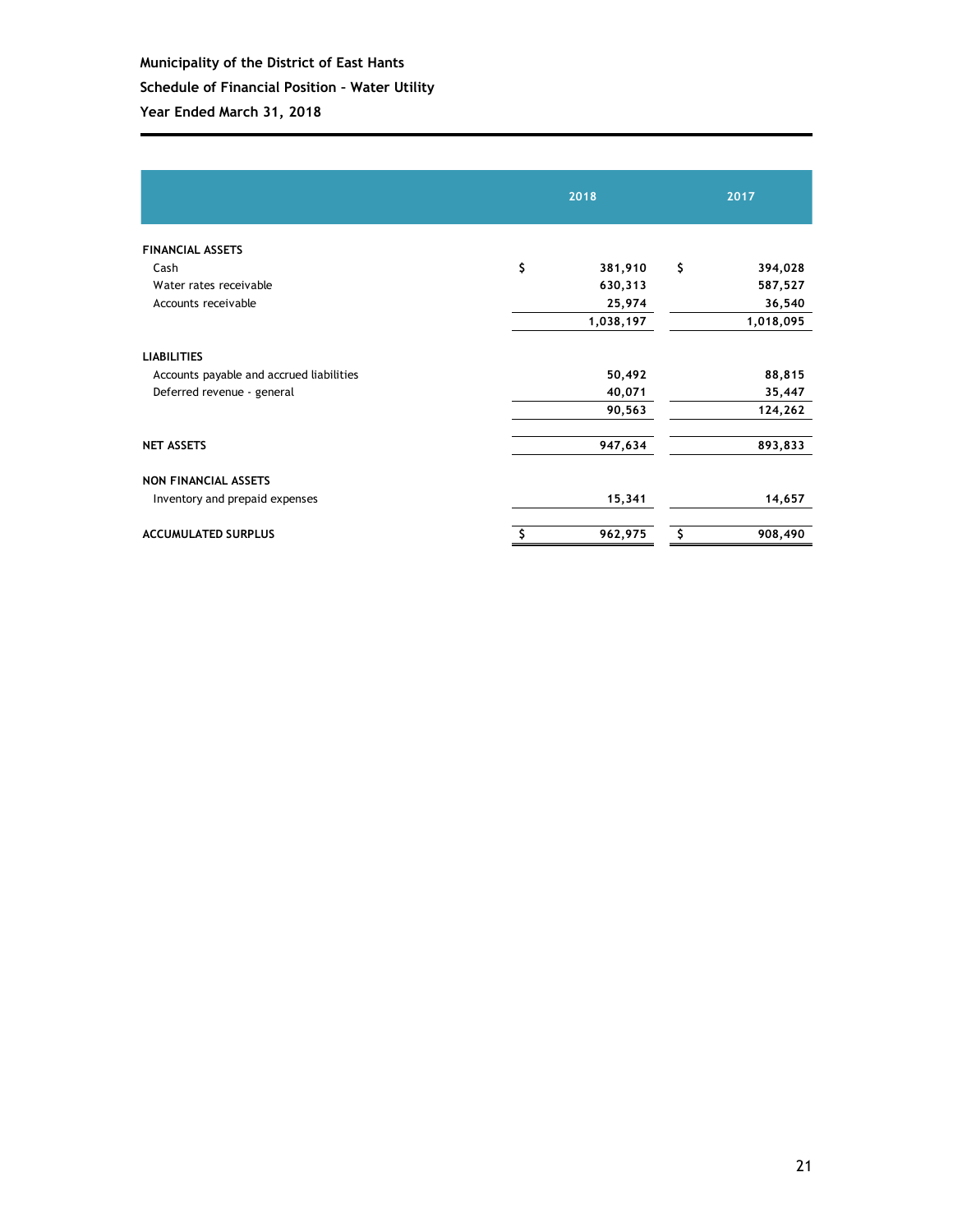**Municipality of the District of East Hants**

**Schedule of Financial Position - Water Utility**

**Year Ended March 31, 2018**

| | 2018 | 2017 |
|---|---|---|
| **FINANCIAL ASSETS** | | |
| Cash | $ 381,910 | $ 394,028 |
| Water rates receivable | 630,313 | 587,527 |
| Accounts receivable | 25,974 | 36,540 |
| | 1,038,197 | 1,018,095 |
| **LIABILITIES** | | |
| Accounts payable and accrued liabilities | 50,492 | 88,815 |
| Deferred revenue - general | 40,071 | 35,447 |
| | 90,563 | 124,262 |
| **NET ASSETS** | 947,634 | 893,833 |
| **NON FINANCIAL ASSETS** | | |
| Inventory and prepaid expenses | 15,341 | 14,657 |
| **ACCUMULATED SURPLUS** | $ 962,975 | $ 908,490 |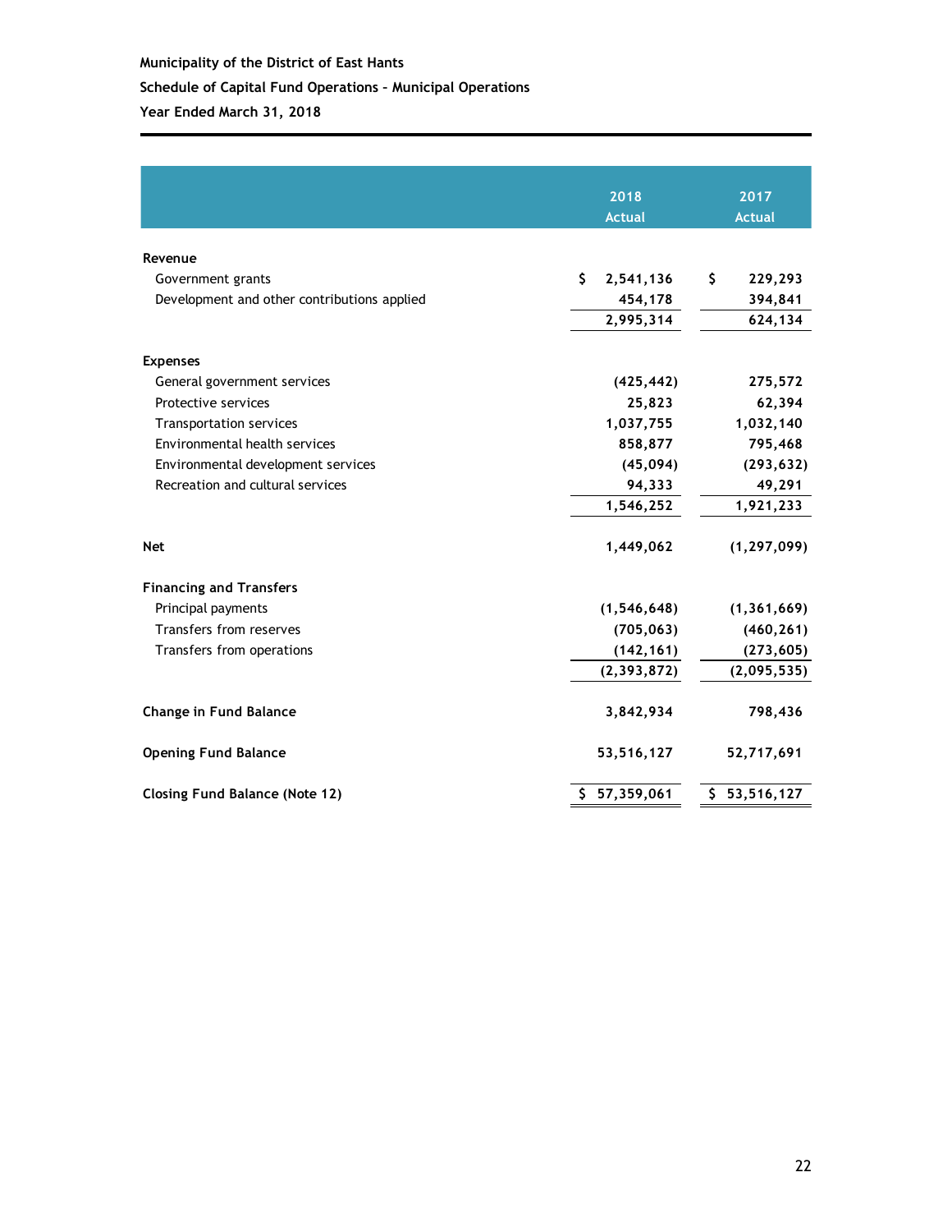**Municipality of the District of East Hants**

**Schedule of Capital Fund Operations – Municipal Operations**

**Year Ended March 31, 2018**

| | 2018 Actual | 2017 Actual |
|---|---|---|
| **Revenue** | | |
| Government grants | $ 2,541,136 | $ 229,293 |
| Development and other contributions applied | 454,178 | 394,841 |
| | 2,995,314 | 624,134 |
| **Expenses** | | |
| General government services | (425,442) | 275,572 |
| Protective services | 25,823 | 62,394 |
| Transportation services | 1,037,755 | 1,032,140 |
| Environmental health services | 858,877 | 795,468 |
| Environmental development services | (45,094) | (293,632) |
| Recreation and cultural services | 94,333 | 49,291 |
| | 1,546,252 | 1,921,233 |
| **Net** | 1,449,062 | (1,297,099) |
| **Financing and Transfers** | | |
| Principal payments | (1,546,648) | (1,361,669) |
| Transfers from reserves | (705,063) | (460,261) |
| Transfers from operations | (142,161) | (273,605) |
| | (2,393,872) | (2,095,535) |
| **Change in Fund Balance** | 3,842,934 | 798,436 |
| **Opening Fund Balance** | 53,516,127 | 52,717,691 |
| **Closing Fund Balance (Note 12)** | $ 57,359,061 | $ 53,516,127 |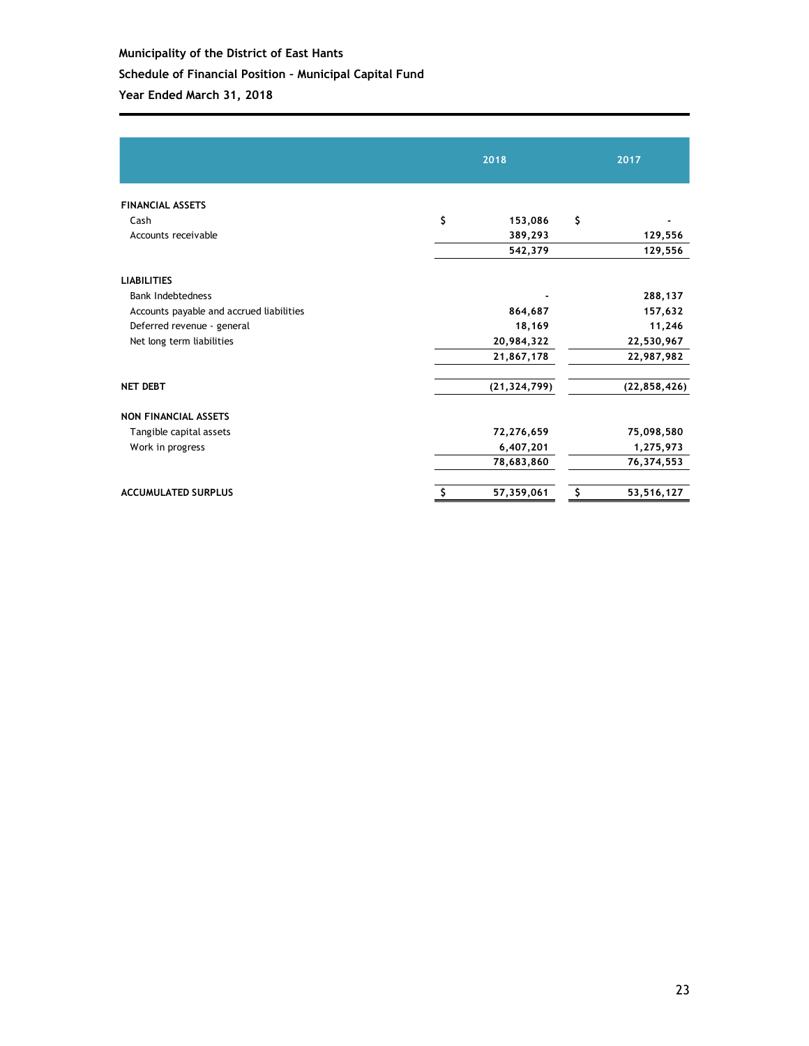**Municipality of the District of East Hants**

**Schedule of Financial Position - Municipal Capital Fund**

**Year Ended March 31, 2018**

| | 2018 | 2017 |
|---|---|---|
| **FINANCIAL ASSETS** | | |
| Cash | $ 153,086 | $ - |
| Accounts receivable | 389,293 | 129,556 |
| | 542,379 | 129,556 |
| **LIABILITIES** | | |
| Bank Indebtedness | - | 288,137 |
| Accounts payable and accrued liabilities | 864,687 | 157,632 |
| Deferred revenue - general | 18,169 | 11,246 |
| Net long term liabilities | 20,984,322 | 22,530,967 |
| | 21,867,178 | 22,987,982 |
| **NET DEBT** | (21,324,799) | (22,858,426) |
| **NON FINANCIAL ASSETS** | | |
| Tangible capital assets | 72,276,659 | 75,098,580 |
| Work in progress | 6,407,201 | 1,275,973 |
| | 78,683,860 | 76,374,553 |
| **ACCUMULATED SURPLUS** | $ 57,359,061 | $ 53,516,127 |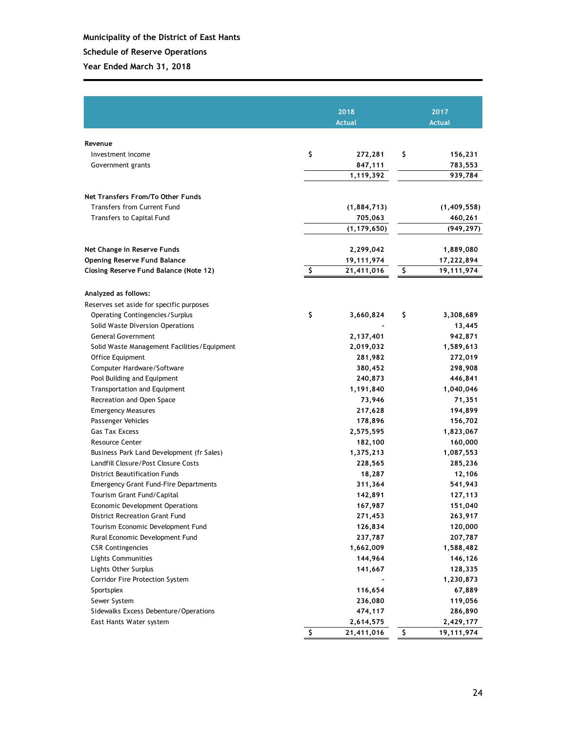**Municipality of the District of East Hants**

**Schedule of Reserve Operations**

**Year Ended March 31, 2018**

| | 2018 Actual | 2017 Actual |
|---|---|---|
| **Revenue** | | |
| Investment income | $ 272,281 | $ 156,231 |
| Government grants | 847,111 | 783,553 |
| | 1,119,392 | 939,784 |
| **Net Transfers From/To Other Funds** | | |
| Transfers from Current Fund | (1,884,713) | (1,409,558) |
| Transfers to Capital Fund | 705,063 | 460,261 |
| | (1,179,650) | (949,297) |
| **Net Change in Reserve Funds** | 2,299,042 | 1,889,080 |
| **Opening Reserve Fund Balance** | 19,111,974 | 17,222,894 |
| **Closing Reserve Fund Balance (Note 12)** | $ 21,411,016 | $ 19,111,974 |
| **Analyzed as follows:** | | |
| Reserves set aside for specific purposes | | |
| Operating Contingencies/Surplus | $ 3,660,824 | $ 3,308,689 |
| Solid Waste Diversion Operations | - | 13,445 |
| General Government | 2,137,401 | 942,871 |
| Solid Waste Management Facilities/Equipment | 2,019,032 | 1,589,613 |
| Office Equipment | 281,982 | 272,019 |
| Computer Hardware/Software | 380,452 | 298,908 |
| Pool Building and Equipment | 240,873 | 446,841 |
| Transportation and Equipment | 1,191,840 | 1,040,046 |
| Recreation and Open Space | 73,946 | 71,351 |
| Emergency Measures | 217,628 | 194,899 |
| Passenger Vehicles | 178,896 | 156,702 |
| Gas Tax Excess | 2,575,595 | 1,823,067 |
| Resource Center | 182,100 | 160,000 |
| Business Park Land Development (fr Sales) | 1,375,213 | 1,087,553 |
| Landfill Closure/Post Closure Costs | 228,565 | 285,236 |
| District Beautification Funds | 18,287 | 12,106 |
| Emergency Grant Fund-Fire Departments | 311,364 | 541,943 |
| Tourism Grant Fund/Capital | 142,891 | 127,113 |
| Economic Development Operations | 167,987 | 151,040 |
| District Recreation Grant Fund | 271,453 | 263,917 |
| Tourism Economic Development Fund | 126,834 | 120,000 |
| Rural Economic Development Fund | 237,787 | 207,787 |
| CSR Contingencies | 1,662,009 | 1,588,482 |
| Lights Communities | 144,964 | 146,126 |
| Lights Other Surplus | 141,667 | 128,335 |
| Corridor Fire Protection System | - | 1,230,873 |
| Sportsplex | 116,654 | 67,889 |
| Sewer System | 236,080 | 119,056 |
| Sidewalks Excess Debenture/Operations | 474,117 | 286,890 |
| East Hants Water system | 2,614,575 | 2,429,177 |
| | $ 21,411,016 | $ 19,111,974 |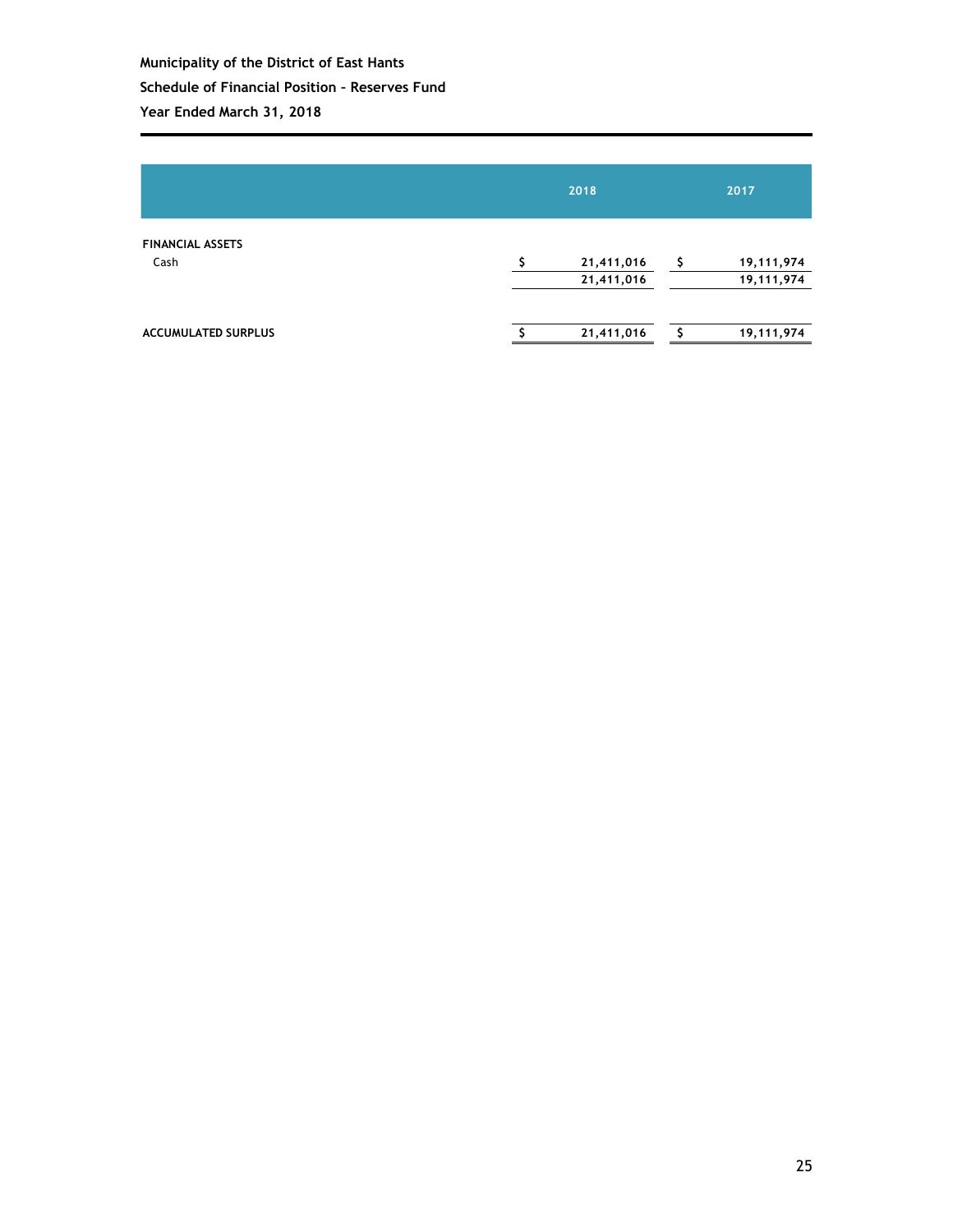**Municipality of the District of East Hants**

**Schedule of Financial Position - Reserves Fund**

**Year Ended March 31, 2018**

| | 2018 | 2017 |
|---|---|---|
| **FINANCIAL ASSETS** | | |
| Cash | $ 21,411,016 | $ 19,111,974 |
| | 21,411,016 | 19,111,974 |
| **ACCUMULATED SURPLUS** | $ 21,411,016 | $ 19,111,974 |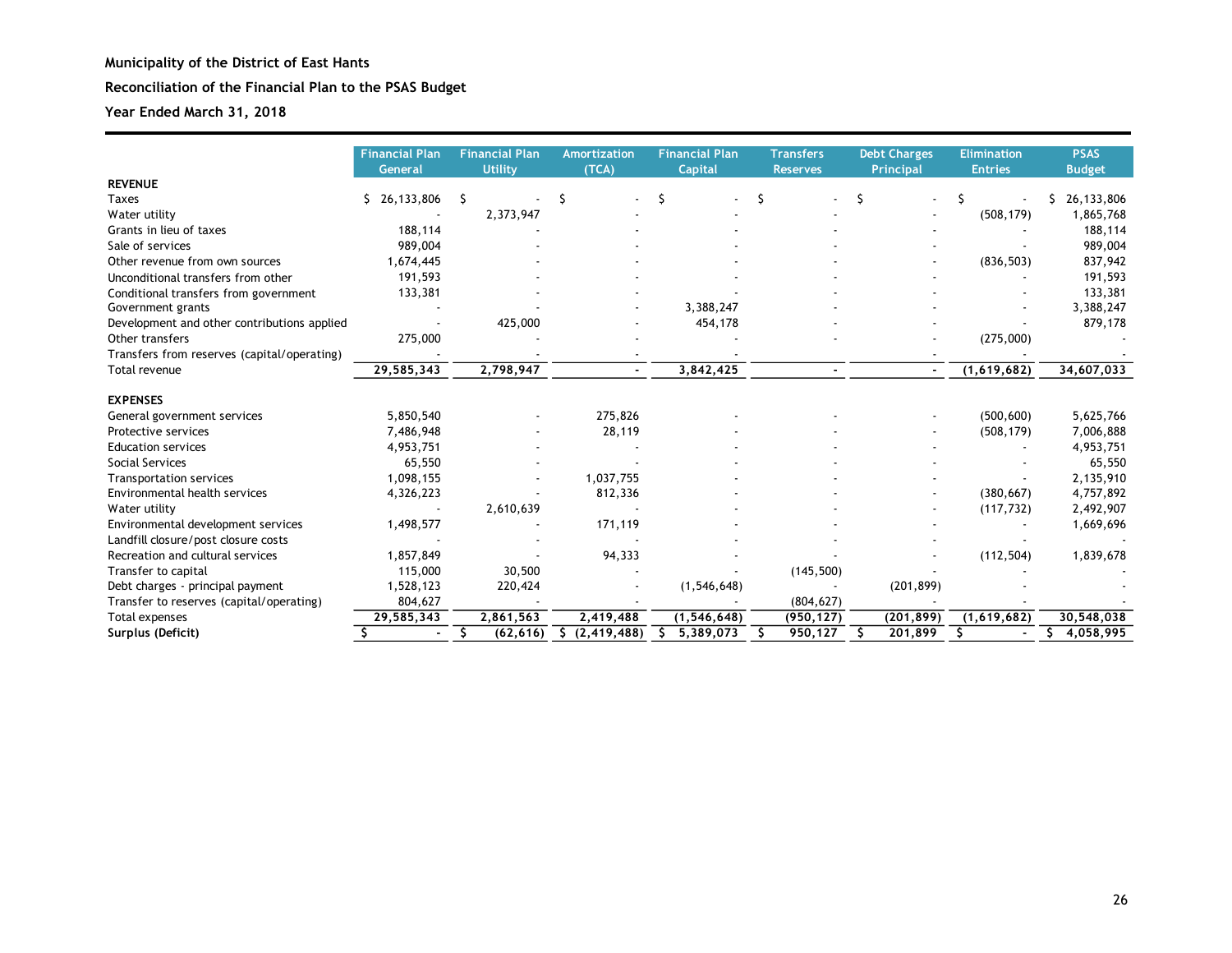**Municipality of the District of East Hants**

**Reconciliation of the Financial Plan to the PSAS Budget**

**Year Ended March 31, 2018**

| | Financial Plan General | Financial Plan Utility | Amortization (TCA) | Financial Plan Capital | Transfers Reserves | Debt Charges Principal | Elimination Entries | PSAS Budget |
|---|---|---|---|---|---|---|---|---|
| **REVENUE** | | | | | | | | |
| Taxes | $ 26,133,806 | $ - | $ - | $ - | $ - | $ - | $ - | $ 26,133,806 |
| Water utility | - | 2,373,947 | - | - | - | - | (508,179) | 1,865,768 |
| Grants in lieu of taxes | 188,114 | - | - | - | - | - | - | 188,114 |
| Sale of services | 989,004 | - | - | - | - | - | - | 989,004 |
| Other revenue from own sources | 1,674,445 | - | - | - | - | - | (836,503) | 837,942 |
| Unconditional transfers from other | 191,593 | - | - | - | - | - | - | 191,593 |
| Conditional transfers from government | 133,381 | - | - | - | - | - | - | 133,381 |
| Government grants | - | - | - | 3,388,247 | - | - | - | 3,388,247 |
| Development and other contributions applied | - | 425,000 | - | 454,178 | - | - | - | 879,178 |
| Other transfers | 275,000 | - | - | - | - | - | (275,000) | - |
| Transfers from reserves (capital/operating) | - | - | - | - | - | - | - | - |
| Total revenue | 29,585,343 | 2,798,947 | - | 3,842,425 | - | - | (1,619,682) | 34,607,033 |
| **EXPENSES** | | | | | | | | |
| General government services | 5,850,540 | - | 275,826 | - | - | - | (500,600) | 5,625,766 |
| Protective services | 7,486,948 | - | 28,119 | - | - | - | (508,179) | 7,006,888 |
| Education services | 4,953,751 | - | - | - | - | - | - | 4,953,751 |
| Social Services | 65,550 | - | - | - | - | - | - | 65,550 |
| Transportation services | 1,098,155 | - | 1,037,755 | - | - | - | - | 2,135,910 |
| Environmental health services | 4,326,223 | - | 812,336 | - | - | - | (380,667) | 4,757,892 |
| Water utility | - | 2,610,639 | - | - | - | - | (117,732) | 2,492,907 |
| Environmental development services | 1,498,577 | - | 171,119 | - | - | - | - | 1,669,696 |
| Landfill closure/post closure costs | - | - | - | - | - | - | - | - |
| Recreation and cultural services | 1,857,849 | - | 94,333 | - | - | - | (112,504) | 1,839,678 |
| Transfer to capital | 115,000 | 30,500 | - | - | (145,500) | - | - | - |
| Debt charges - principal payment | 1,528,123 | 220,424 | - | (1,546,648) | - | (201,899) | - | - |
| Transfer to reserves (capital/operating) | 804,627 | - | - | - | (804,627) | - | - | - |
| Total expenses | 29,585,343 | 2,861,563 | 2,419,488 | (1,546,648) | (950,127) | (201,899) | (1,619,682) | 30,548,038 |
| **Surplus (Deficit)** | $ - | $ (62,616) | $ (2,419,488) | $ 5,389,073 | $ 950,127 | $ 201,899 | $ - | $ 4,058,995 |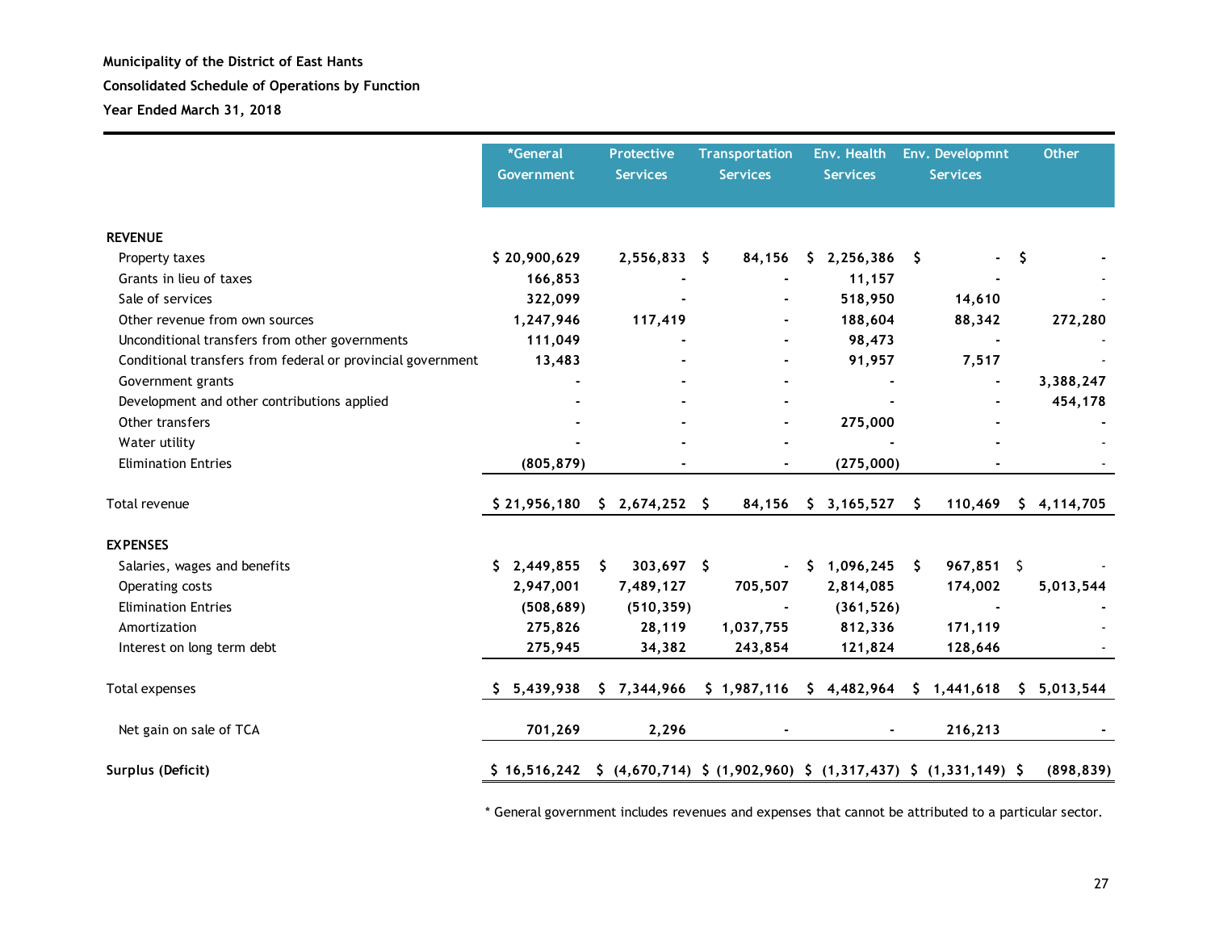**Municipality of the District of East Hants**

**Consolidated Schedule of Operations by Function**

**Year Ended March 31, 2018**

| | *General Government | Protective Services | Transportation Services | Env. Health Services | Env. Developmnt Services | Other |
|---|---|---|---|---|---|---|
| **REVENUE** | | | | | | |
| Property taxes | $ 20,900,629 | 2,556,833 | $ 84,156 | $ 2,256,386 | $ - | $ - |
| Grants in lieu of taxes | 166,853 | - | - | 11,157 | - | - |
| Sale of services | 322,099 | - | - | 518,950 | 14,610 | - |
| Other revenue from own sources | 1,247,946 | 117,419 | - | 188,604 | 88,342 | 272,280 |
| Unconditional transfers from other governments | 111,049 | - | - | 98,473 | - | - |
| Conditional transfers from federal or provincial government | 13,483 | - | - | 91,957 | 7,517 | - |
| Government grants | - | - | - | - | - | 3,388,247 |
| Development and other contributions applied | - | - | - | - | - | 454,178 |
| Other transfers | - | - | - | 275,000 | - | - |
| Water utility | - | - | - | - | - | - |
| Elimination Entries | (805,879) | - | - | (275,000) | - | - |
| Total revenue | $ 21,956,180 | $ 2,674,252 | $ 84,156 | $ 3,165,527 | $ 110,469 | $ 4,114,705 |
| **EXPENSES** | | | | | | |
| Salaries, wages and benefits | $ 2,449,855 | $ 303,697 | $ - | $ 1,096,245 | $ 967,851 | $ - |
| Operating costs | 2,947,001 | 7,489,127 | 705,507 | 2,814,085 | 174,002 | 5,013,544 |
| Elimination Entries | (508,689) | (510,359) | - | (361,526) | - | - |
| Amortization | 275,826 | 28,119 | 1,037,755 | 812,336 | 171,119 | - |
| Interest on long term debt | 275,945 | 34,382 | 243,854 | 121,824 | 128,646 | - |
| Total expenses | $ 5,439,938 | $ 7,344,966 | $ 1,987,116 | $ 4,482,964 | $ 1,441,618 | $ 5,013,544 |
| Net gain on sale of TCA | 701,269 | 2,296 | - | - | 216,213 | - |
| **Surplus (Deficit)** | $ 16,516,242 | $ (4,670,714) | $ (1,902,960) | $ (1,317,437) | $ (1,331,149) | $ (898,839) |

\* General government includes revenues and expenses that cannot be attributed to a particular sector.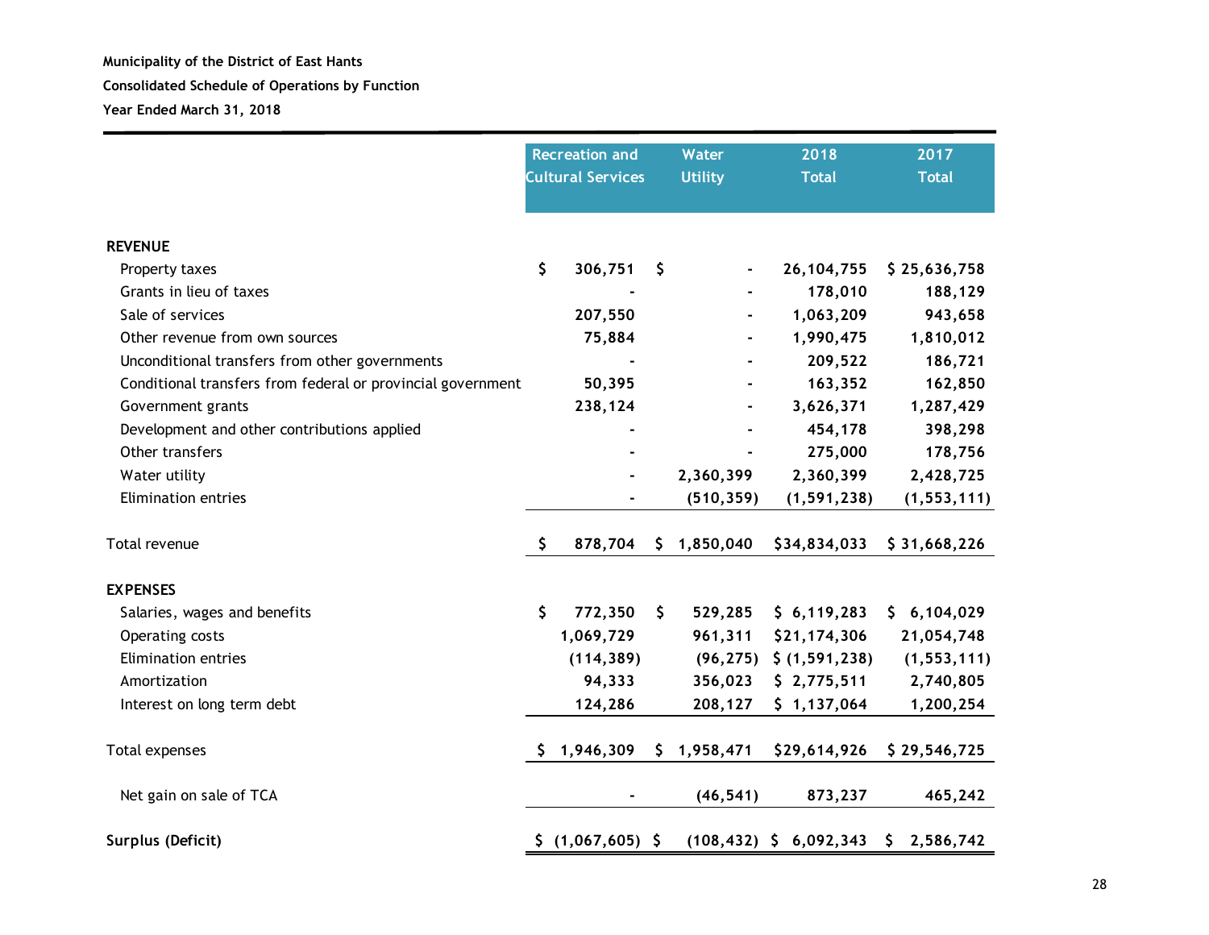**Municipality of the District of East Hants**

**Consolidated Schedule of Operations by Function**

**Year Ended March 31, 2018**

| | Recreation and Cultural Services | Water Utility | 2018 Total | 2017 Total |
|---|---|---|---|---|
| **REVENUE** | | | | |
| Property taxes | $ 306,751 | $ - | 26,104,755 | $ 25,636,758 |
| Grants in lieu of taxes | - | - | 178,010 | 188,129 |
| Sale of services | 207,550 | - | 1,063,209 | 943,658 |
| Other revenue from own sources | 75,884 | - | 1,990,475 | 1,810,012 |
| Unconditional transfers from other governments | - | - | 209,522 | 186,721 |
| Conditional transfers from federal or provincial government | 50,395 | - | 163,352 | 162,850 |
| Government grants | 238,124 | - | 3,626,371 | 1,287,429 |
| Development and other contributions applied | - | - | 454,178 | 398,298 |
| Other transfers | - | - | 275,000 | 178,756 |
| Water utility | - | 2,360,399 | 2,360,399 | 2,428,725 |
| Elimination entries | - | (510,359) | (1,591,238) | (1,553,111) |
| Total revenue | $ 878,704 | $ 1,850,040 | $34,834,033 | $ 31,668,226 |
| **EXPENSES** | | | | |
| Salaries, wages and benefits | $ 772,350 | $ 529,285 | $ 6,119,283 | $ 6,104,029 |
| Operating costs | 1,069,729 | 961,311 | $21,174,306 | 21,054,748 |
| Elimination entries | (114,389) | (96,275) | $ (1,591,238) | (1,553,111) |
| Amortization | 94,333 | 356,023 | $ 2,775,511 | 2,740,805 |
| Interest on long term debt | 124,286 | 208,127 | $ 1,137,064 | 1,200,254 |
| Total expenses | $ 1,946,309 | $ 1,958,471 | $29,614,926 | $ 29,546,725 |
| Net gain on sale of TCA | - | (46,541) | 873,237 | 465,242 |
| **Surplus (Deficit)** | $ (1,067,605) | $ (108,432) | $ 6,092,343 | $ 2,586,742 |